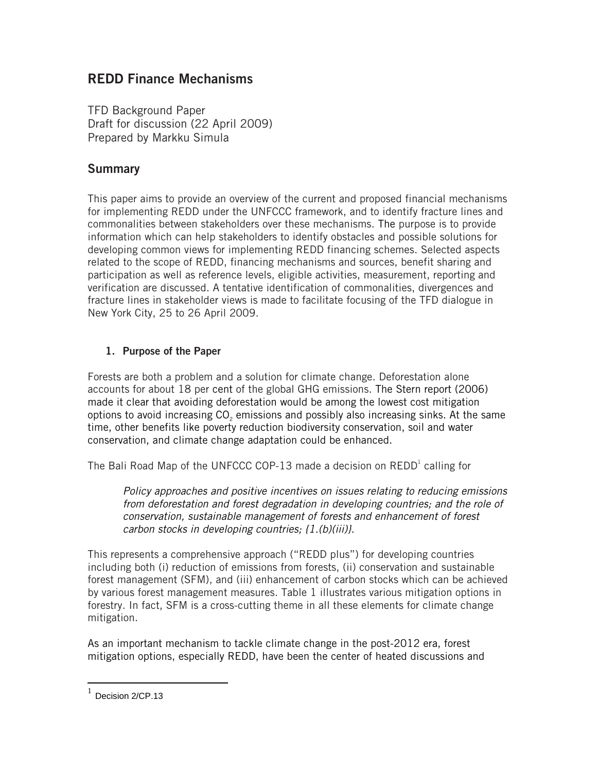# REDD Finance Mechanisms

TFD Background Paper
Draft for discussion (22 April 2009)
Prepared by Markku Simula

## Summary

This paper aims to provide an overview of the current and proposed financial mechanisms for implementing REDD under the UNFCCC framework, and to identify fracture lines and commonalities between stakeholders over these mechanisms. The purpose is to provide information which can help stakeholders to identify obstacles and possible solutions for developing common views for implementing REDD financing schemes. Selected aspects related to the scope of REDD, financing mechanisms and sources, benefit sharing and participation as well as reference levels, eligible activities, measurement, reporting and verification are discussed. A tentative identification of commonalities, divergences and fracture lines in stakeholder views is made to facilitate focusing of the TFD dialogue in New York City, 25 to 26 April 2009.

### 1. Purpose of the Paper

Forests are both a problem and a solution for climate change. Deforestation alone accounts for about 18 per cent of the global GHG emissions. The Stern report (2006) made it clear that avoiding deforestation would be among the lowest cost mitigation options to avoid increasing $CO_2$ emissions and possibly also increasing sinks. At the same time, other benefits like poverty reduction biodiversity conservation, soil and water conservation, and climate change adaptation could be enhanced.

The Bali Road Map of the UNFCCC COP-13 made a decision on REDD[1] calling for

> *Policy approaches and positive incentives on issues relating to reducing emissions from deforestation and forest degradation in developing countries; and the role of conservation, sustainable management of forests and enhancement of forest carbon stocks in developing countries; {1.(b)(iii)}.*

This represents a comprehensive approach ("REDD plus") for developing countries including both (i) reduction of emissions from forests, (ii) conservation and sustainable forest management (SFM), and (iii) enhancement of carbon stocks which can be achieved by various forest management measures. Table 1 illustrates various mitigation options in forestry. In fact, SFM is a cross-cutting theme in all these elements for climate change mitigation.

As an important mechanism to tackle climate change in the post-2012 era, forest mitigation options, especially REDD, have been the center of heated discussions and

---

[1] Decision 2/CP.13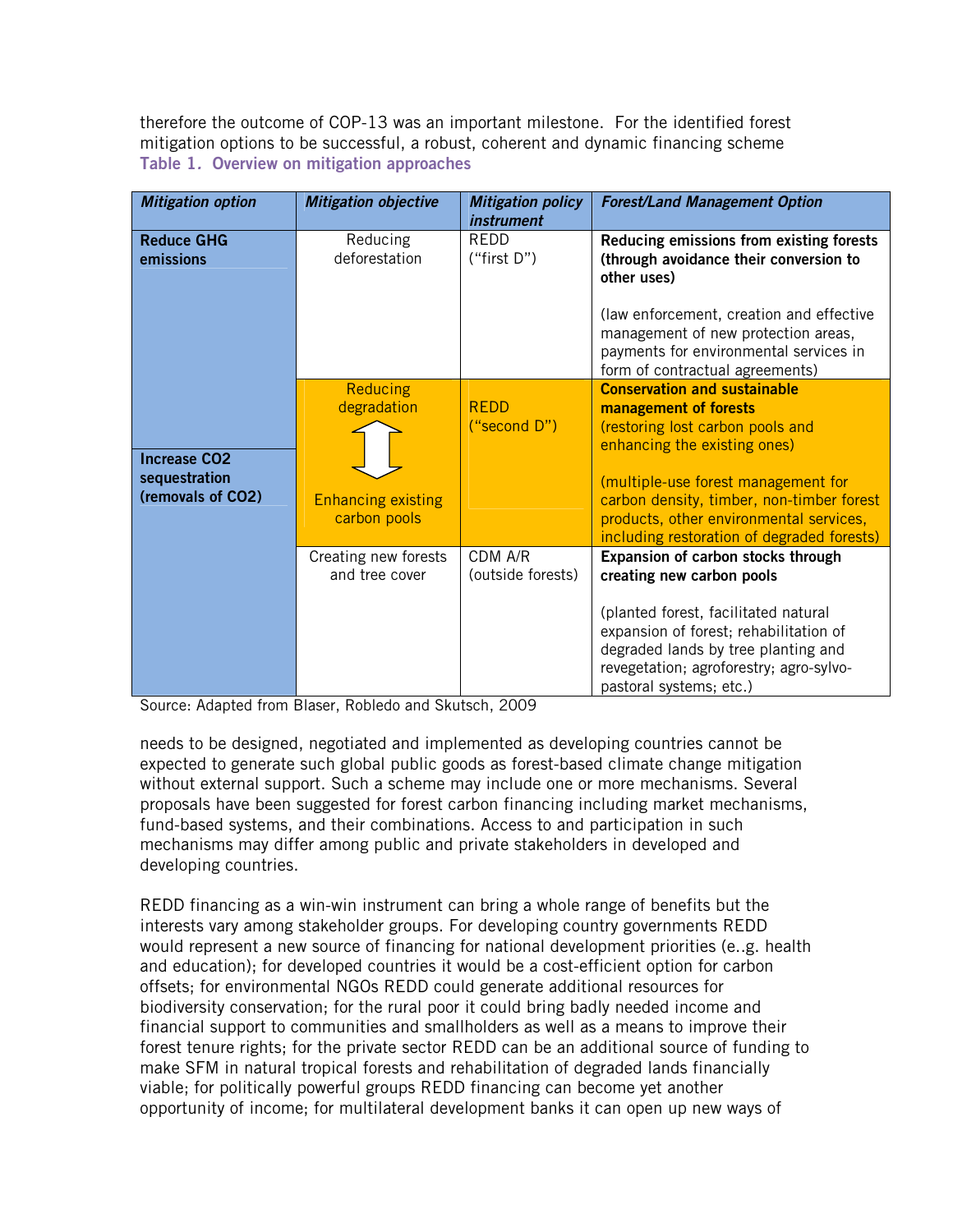therefore the outcome of COP-13 was an important milestone. For the identified forest mitigation options to be successful, a robust, coherent and dynamic financing scheme

**Table 1. Overview on mitigation approaches**

| *Mitigation option* | *Mitigation objective* | *Mitigation policy instrument* | *Forest/Land Management Option* |
|---|---|---|---|
| **Reduce GHG emissions** | Reducing deforestation | REDD ("first D") | **Reducing emissions from existing forests (through avoidance their conversion to other uses)** (law enforcement, creation and effective management of new protection areas, payments for environmental services in form of contractual agreements) |
| **Reduce GHG emissions** / **Increase CO2 sequestration (removals of CO2)** | Reducing degradation ⇕ Enhancing existing carbon pools | REDD ("second D") | **Conservation and sustainable management of forests** (restoring lost carbon pools and enhancing the existing ones) (multiple-use forest management for carbon density, timber, non-timber forest products, other environmental services, including restoration of degraded forests) |
| **Increase CO2 sequestration (removals of CO2)** | Creating new forests and tree cover | CDM A/R (outside forests) | **Expansion of carbon stocks through creating new carbon pools** (planted forest, facilitated natural expansion of forest; rehabilitation of degraded lands by tree planting and revegetation; agroforestry; agro-sylvo-pastoral systems; etc.) |

Source: Adapted from Blaser, Robledo and Skutsch, 2009

needs to be designed, negotiated and implemented as developing countries cannot be expected to generate such global public goods as forest-based climate change mitigation without external support. Such a scheme may include one or more mechanisms. Several proposals have been suggested for forest carbon financing including market mechanisms, fund-based systems, and their combinations. Access to and participation in such mechanisms may differ among public and private stakeholders in developed and developing countries.

REDD financing as a win-win instrument can bring a whole range of benefits but the interests vary among stakeholder groups. For developing country governments REDD would represent a new source of financing for national development priorities (e..g. health and education); for developed countries it would be a cost-efficient option for carbon offsets; for environmental NGOs REDD could generate additional resources for biodiversity conservation; for the rural poor it could bring badly needed income and financial support to communities and smallholders as well as a means to improve their forest tenure rights; for the private sector REDD can be an additional source of funding to make SFM in natural tropical forests and rehabilitation of degraded lands financially viable; for politically powerful groups REDD financing can become yet another opportunity of income; for multilateral development banks it can open up new ways of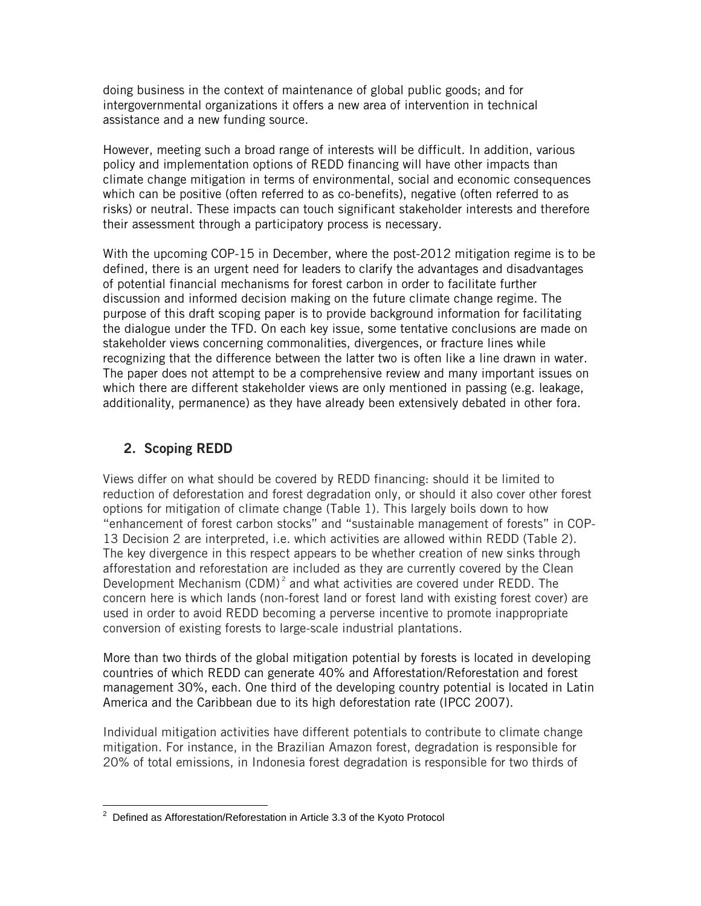doing business in the context of maintenance of global public goods; and for intergovernmental organizations it offers a new area of intervention in technical assistance and a new funding source.

However, meeting such a broad range of interests will be difficult. In addition, various policy and implementation options of REDD financing will have other impacts than climate change mitigation in terms of environmental, social and economic consequences which can be positive (often referred to as co-benefits), negative (often referred to as risks) or neutral. These impacts can touch significant stakeholder interests and therefore their assessment through a participatory process is necessary.

With the upcoming COP-15 in December, where the post-2012 mitigation regime is to be defined, there is an urgent need for leaders to clarify the advantages and disadvantages of potential financial mechanisms for forest carbon in order to facilitate further discussion and informed decision making on the future climate change regime. The purpose of this draft scoping paper is to provide background information for facilitating the dialogue under the TFD. On each key issue, some tentative conclusions are made on stakeholder views concerning commonalities, divergences, or fracture lines while recognizing that the difference between the latter two is often like a line drawn in water. The paper does not attempt to be a comprehensive review and many important issues on which there are different stakeholder views are only mentioned in passing (e.g. leakage, additionality, permanence) as they have already been extensively debated in other fora.

## 2. Scoping REDD

Views differ on what should be covered by REDD financing: should it be limited to reduction of deforestation and forest degradation only, or should it also cover other forest options for mitigation of climate change (Table 1). This largely boils down to how "enhancement of forest carbon stocks" and "sustainable management of forests" in COP-13 Decision 2 are interpreted, i.e. which activities are allowed within REDD (Table 2). The key divergence in this respect appears to be whether creation of new sinks through afforestation and reforestation are included as they are currently covered by the Clean Development Mechanism (CDM)[2] and what activities are covered under REDD. The concern here is which lands (non-forest land or forest land with existing forest cover) are used in order to avoid REDD becoming a perverse incentive to promote inappropriate conversion of existing forests to large-scale industrial plantations.

More than two thirds of the global mitigation potential by forests is located in developing countries of which REDD can generate 40% and Afforestation/Reforestation and forest management 30%, each. One third of the developing country potential is located in Latin America and the Caribbean due to its high deforestation rate (IPCC 2007).

Individual mitigation activities have different potentials to contribute to climate change mitigation. For instance, in the Brazilian Amazon forest, degradation is responsible for 20% of total emissions, in Indonesia forest degradation is responsible for two thirds of

[2] Defined as Afforestation/Reforestation in Article 3.3 of the Kyoto Protocol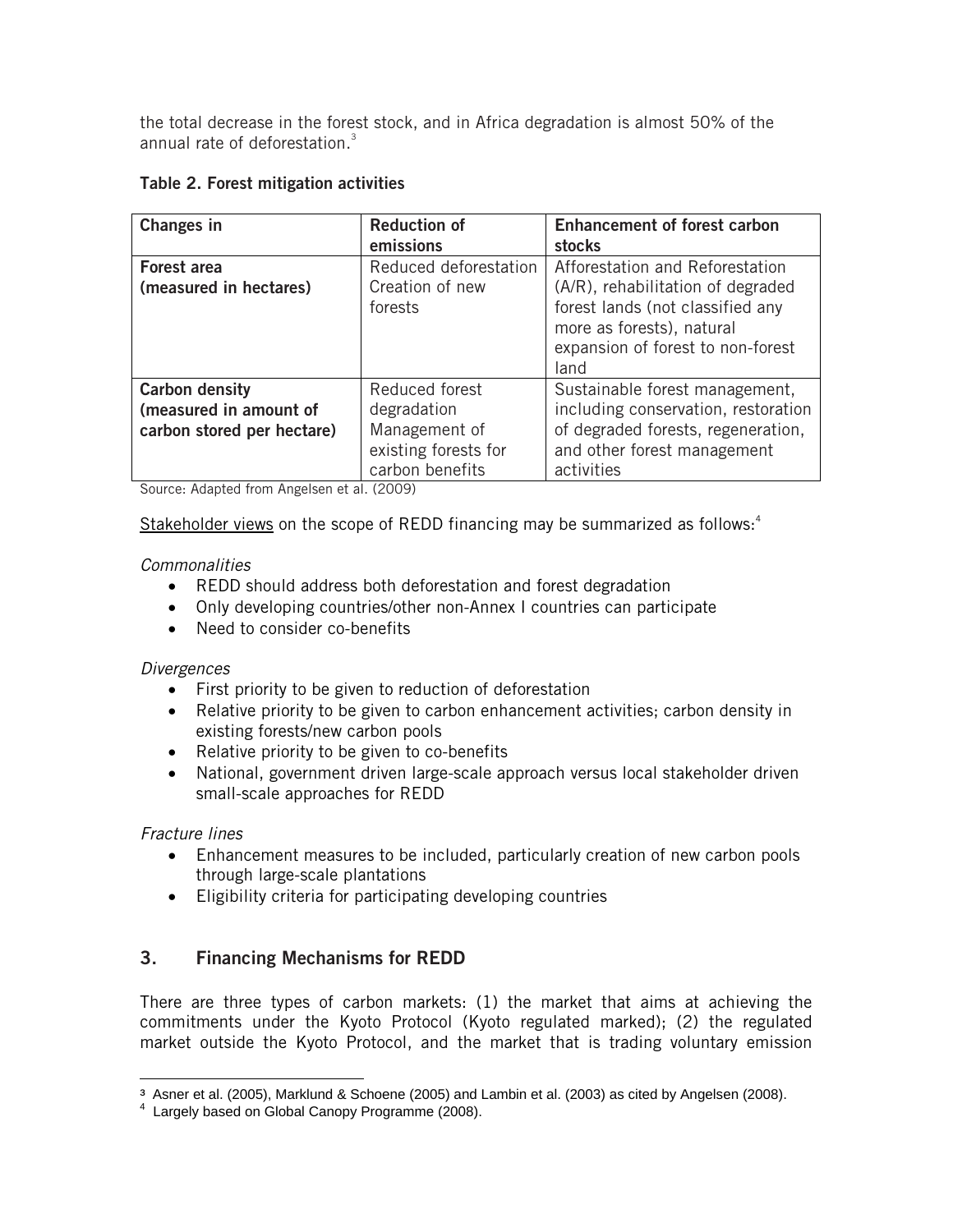the total decrease in the forest stock, and in Africa degradation is almost 50% of the annual rate of deforestation.[3]

**Table 2. Forest mitigation activities**

| Changes in | Reduction of emissions | Enhancement of forest carbon stocks |
|---|---|---|
| **Forest area (measured in hectares)** | Reduced deforestation Creation of new forests | Afforestation and Reforestation (A/R), rehabilitation of degraded forest lands (not classified any more as forests), natural expansion of forest to non-forest land |
| **Carbon density (measured in amount of carbon stored per hectare)** | Reduced forest degradation Management of existing forests for carbon benefits | Sustainable forest management, including conservation, restoration of degraded forests, regeneration, and other forest management activities |

Source: Adapted from Angelsen et al. (2009)

Stakeholder views on the scope of REDD financing may be summarized as follows:[4]

*Commonalities*

- REDD should address both deforestation and forest degradation
- Only developing countries/other non-Annex I countries can participate
- Need to consider co-benefits

*Divergences*

- First priority to be given to reduction of deforestation
- Relative priority to be given to carbon enhancement activities; carbon density in existing forests/new carbon pools
- Relative priority to be given to co-benefits
- National, government driven large-scale approach versus local stakeholder driven small-scale approaches for REDD

*Fracture lines*

- Enhancement measures to be included, particularly creation of new carbon pools through large-scale plantations
- Eligibility criteria for participating developing countries

## 3. Financing Mechanisms for REDD

There are three types of carbon markets: (1) the market that aims at achieving the commitments under the Kyoto Protocol (Kyoto regulated marked); (2) the regulated market outside the Kyoto Protocol, and the market that is trading voluntary emission

---

[3] Asner et al. (2005), Marklund & Schoene (2005) and Lambin et al. (2003) as cited by Angelsen (2008).

[4] Largely based on Global Canopy Programme (2008).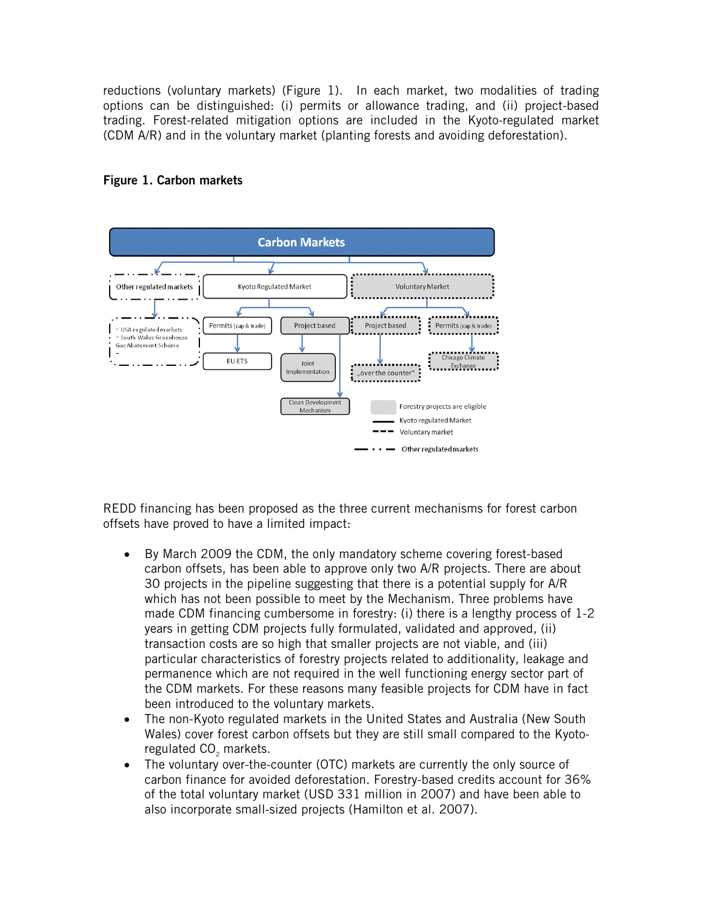reductions (voluntary markets) (Figure 1). In each market, two modalities of trading options can be distinguished: (i) permits or allowance trading, and (ii) project-based trading. Forest-related mitigation options are included in the Kyoto-regulated market (CDM A/R) and in the voluntary market (planting forests and avoiding deforestation).

**Figure 1. Carbon markets**

Carbon Markets

- Other regulated markets
  - USA regulated markets
  - South Wales Greenhouse Gas Abatement Scheme
- Kyoto Regulated Market
  - Permits (cap & trade)
    - EU ETS
  - Project based
    - Joint Implementation
    - Clean Development Mechanism
- Voluntary Market
  - Project based
    - „over the counter"
  - Permits (cap & trade)
    - Chicago Climate Exchange

Legend: Forestry projects are eligible; Kyoto regulated Market; Voluntary market; Other regulated markets

REDD financing has been proposed as the three current mechanisms for forest carbon offsets have proved to have a limited impact:

- By March 2009 the CDM, the only mandatory scheme covering forest-based carbon offsets, has been able to approve only two A/R projects. There are about 30 projects in the pipeline suggesting that there is a potential supply for A/R which has not been possible to meet by the Mechanism. Three problems have made CDM financing cumbersome in forestry: (i) there is a lengthy process of 1-2 years in getting CDM projects fully formulated, validated and approved, (ii) transaction costs are so high that smaller projects are not viable, and (iii) particular characteristics of forestry projects related to additionality, leakage and permanence which are not required in the well functioning energy sector part of the CDM markets. For these reasons many feasible projects for CDM have in fact been introduced to the voluntary markets.
- The non-Kyoto regulated markets in the United States and Australia (New South Wales) cover forest carbon offsets but they are still small compared to the Kyoto-regulated $CO_2$ markets.
- The voluntary over-the-counter (OTC) markets are currently the only source of carbon finance for avoided deforestation. Forestry-based credits account for 36% of the total voluntary market (USD 331 million in 2007) and have been able to also incorporate small-sized projects (Hamilton et al. 2007).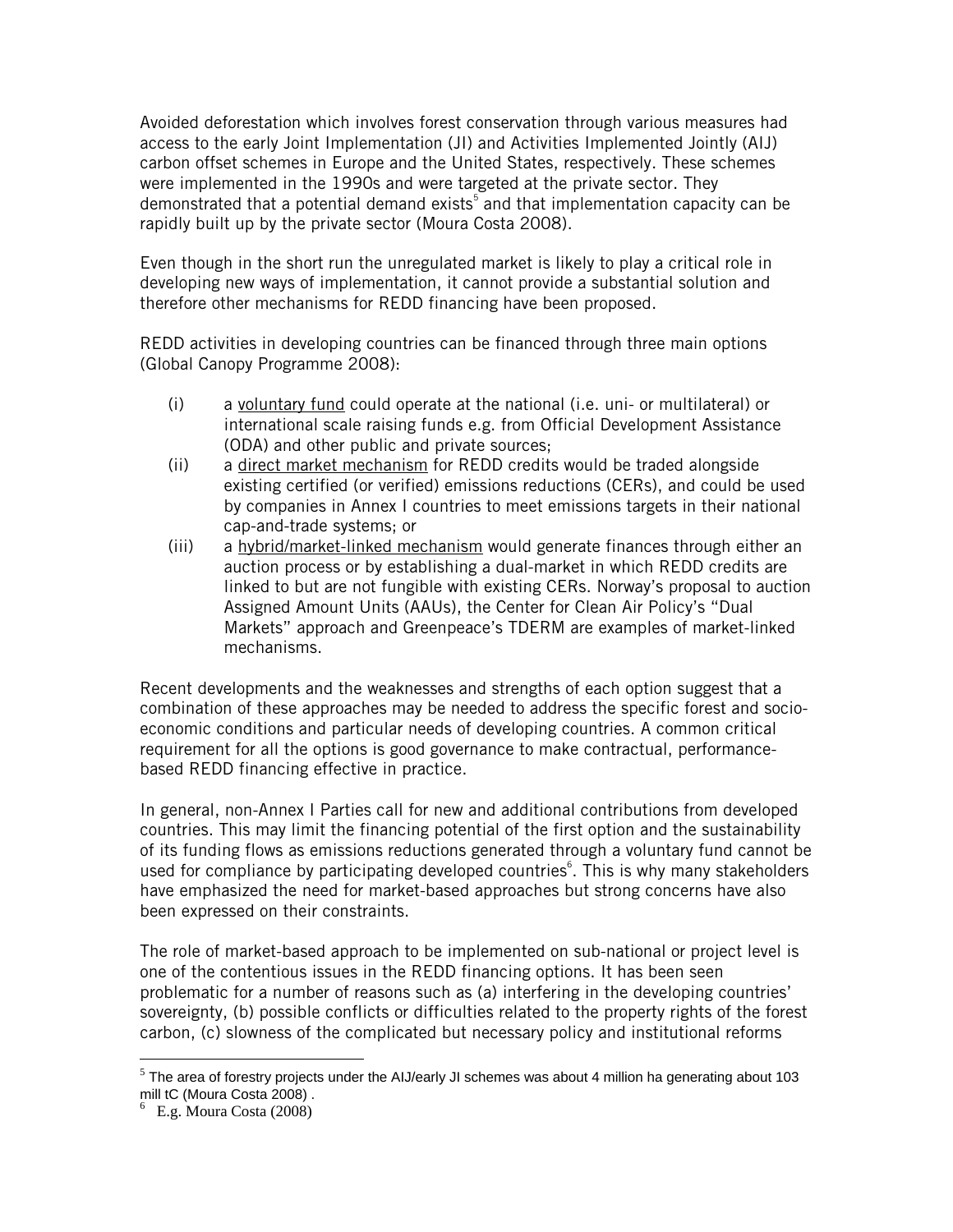Avoided deforestation which involves forest conservation through various measures had access to the early Joint Implementation (JI) and Activities Implemented Jointly (AIJ) carbon offset schemes in Europe and the United States, respectively. These schemes were implemented in the 1990s and were targeted at the private sector. They demonstrated that a potential demand exists[5] and that implementation capacity can be rapidly built up by the private sector (Moura Costa 2008).

Even though in the short run the unregulated market is likely to play a critical role in developing new ways of implementation, it cannot provide a substantial solution and therefore other mechanisms for REDD financing have been proposed.

REDD activities in developing countries can be financed through three main options (Global Canopy Programme 2008):

(i) a <u>voluntary fund</u> could operate at the national (i.e. uni- or multilateral) or international scale raising funds e.g. from Official Development Assistance (ODA) and other public and private sources;

(ii) a <u>direct market mechanism</u> for REDD credits would be traded alongside existing certified (or verified) emissions reductions (CERs), and could be used by companies in Annex I countries to meet emissions targets in their national cap-and-trade systems; or

(iii) a <u>hybrid/market-linked mechanism</u> would generate finances through either an auction process or by establishing a dual-market in which REDD credits are linked to but are not fungible with existing CERs. Norway's proposal to auction Assigned Amount Units (AAUs), the Center for Clean Air Policy's "Dual Markets" approach and Greenpeace's TDERM are examples of market-linked mechanisms.

Recent developments and the weaknesses and strengths of each option suggest that a combination of these approaches may be needed to address the specific forest and socio-economic conditions and particular needs of developing countries. A common critical requirement for all the options is good governance to make contractual, performance-based REDD financing effective in practice.

In general, non-Annex I Parties call for new and additional contributions from developed countries. This may limit the financing potential of the first option and the sustainability of its funding flows as emissions reductions generated through a voluntary fund cannot be used for compliance by participating developed countries[6]. This is why many stakeholders have emphasized the need for market-based approaches but strong concerns have also been expressed on their constraints.

The role of market-based approach to be implemented on sub-national or project level is one of the contentious issues in the REDD financing options. It has been seen problematic for a number of reasons such as (a) interfering in the developing countries' sovereignty, (b) possible conflicts or difficulties related to the property rights of the forest carbon, (c) slowness of the complicated but necessary policy and institutional reforms

---

[5] The area of forestry projects under the AIJ/early JI schemes was about 4 million ha generating about 103 mill tC (Moura Costa 2008) .

[6] E.g. Moura Costa (2008)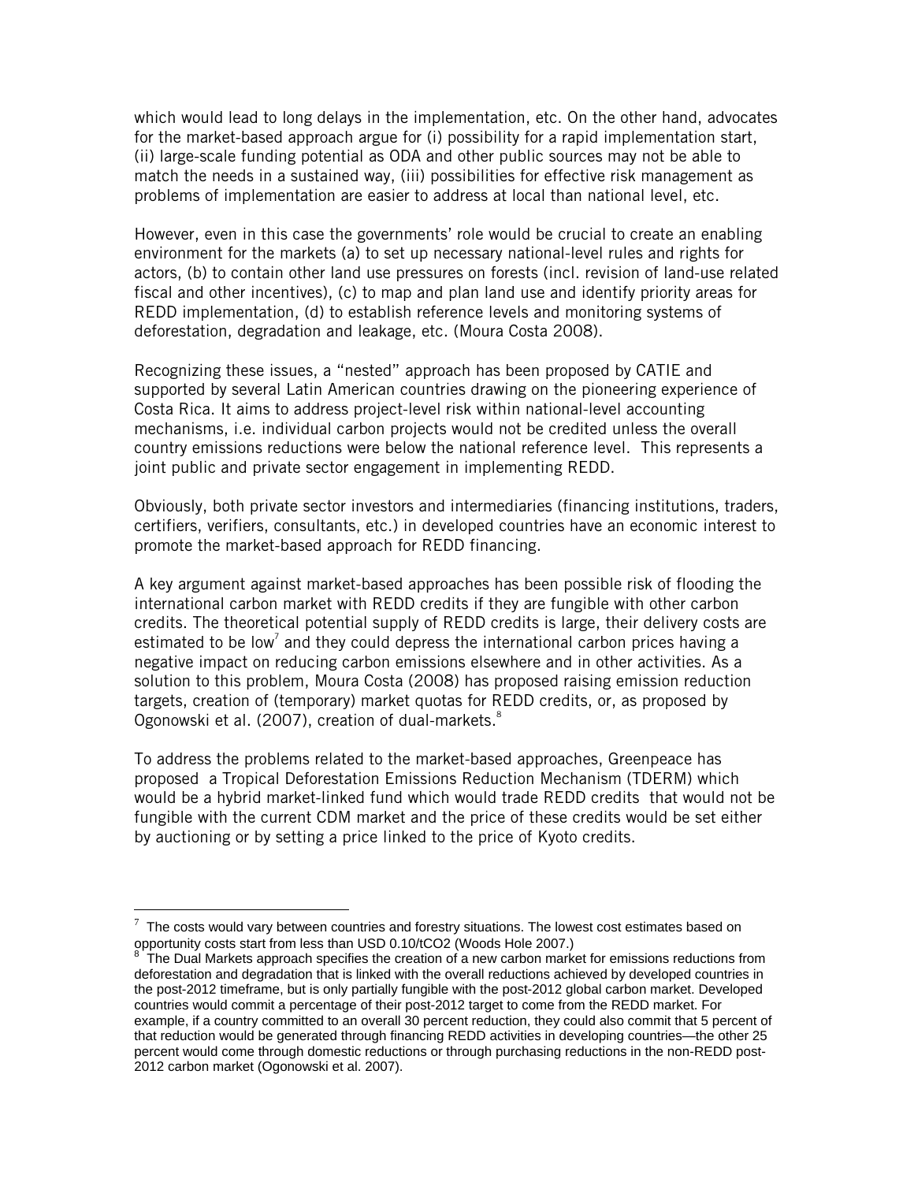which would lead to long delays in the implementation, etc. On the other hand, advocates for the market-based approach argue for (i) possibility for a rapid implementation start, (ii) large-scale funding potential as ODA and other public sources may not be able to match the needs in a sustained way, (iii) possibilities for effective risk management as problems of implementation are easier to address at local than national level, etc.

However, even in this case the governments' role would be crucial to create an enabling environment for the markets (a) to set up necessary national-level rules and rights for actors, (b) to contain other land use pressures on forests (incl. revision of land-use related fiscal and other incentives), (c) to map and plan land use and identify priority areas for REDD implementation, (d) to establish reference levels and monitoring systems of deforestation, degradation and leakage, etc. (Moura Costa 2008).

Recognizing these issues, a "nested" approach has been proposed by CATIE and supported by several Latin American countries drawing on the pioneering experience of Costa Rica. It aims to address project-level risk within national-level accounting mechanisms, i.e. individual carbon projects would not be credited unless the overall country emissions reductions were below the national reference level. This represents a joint public and private sector engagement in implementing REDD.

Obviously, both private sector investors and intermediaries (financing institutions, traders, certifiers, verifiers, consultants, etc.) in developed countries have an economic interest to promote the market-based approach for REDD financing.

A key argument against market-based approaches has been possible risk of flooding the international carbon market with REDD credits if they are fungible with other carbon credits. The theoretical potential supply of REDD credits is large, their delivery costs are estimated to be low[7] and they could depress the international carbon prices having a negative impact on reducing carbon emissions elsewhere and in other activities. As a solution to this problem, Moura Costa (2008) has proposed raising emission reduction targets, creation of (temporary) market quotas for REDD credits, or, as proposed by Ogonowski et al. (2007), creation of dual-markets.[8]

To address the problems related to the market-based approaches, Greenpeace has proposed a Tropical Deforestation Emissions Reduction Mechanism (TDERM) which would be a hybrid market-linked fund which would trade REDD credits that would not be fungible with the current CDM market and the price of these credits would be set either by auctioning or by setting a price linked to the price of Kyoto credits.

---

[7] The costs would vary between countries and forestry situations. The lowest cost estimates based on opportunity costs start from less than USD 0.10/tCO2 (Woods Hole 2007.)

[8] The Dual Markets approach specifies the creation of a new carbon market for emissions reductions from deforestation and degradation that is linked with the overall reductions achieved by developed countries in the post-2012 timeframe, but is only partially fungible with the post-2012 global carbon market. Developed countries would commit a percentage of their post-2012 target to come from the REDD market. For example, if a country committed to an overall 30 percent reduction, they could also commit that 5 percent of that reduction would be generated through financing REDD activities in developing countries—the other 25 percent would come through domestic reductions or through purchasing reductions in the non-REDD post-2012 carbon market (Ogonowski et al. 2007).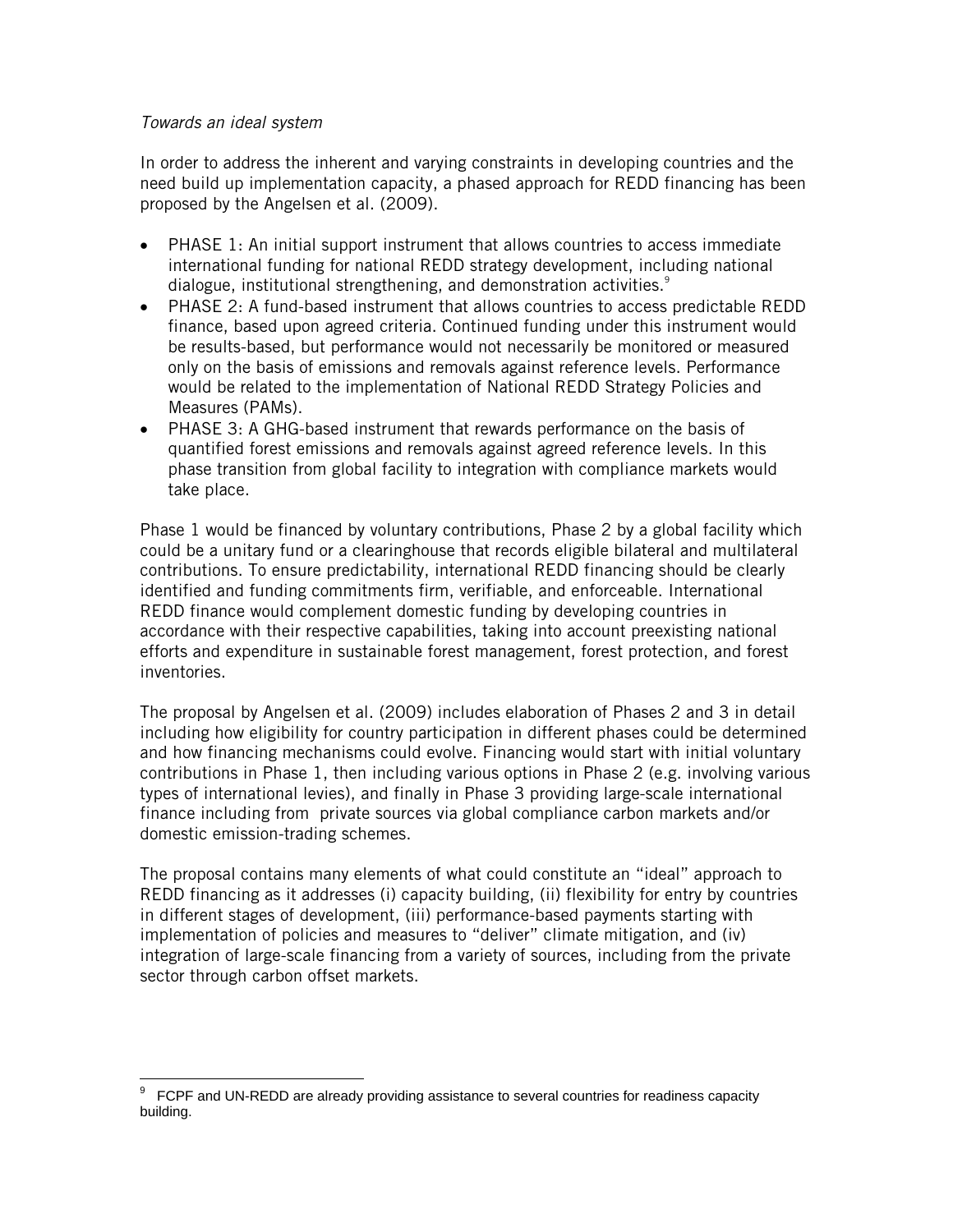*Towards an ideal system*

In order to address the inherent and varying constraints in developing countries and the need build up implementation capacity, a phased approach for REDD financing has been proposed by the Angelsen et al. (2009).

- PHASE 1: An initial support instrument that allows countries to access immediate international funding for national REDD strategy development, including national dialogue, institutional strengthening, and demonstration activities.[9]
- PHASE 2: A fund-based instrument that allows countries to access predictable REDD finance, based upon agreed criteria. Continued funding under this instrument would be results-based, but performance would not necessarily be monitored or measured only on the basis of emissions and removals against reference levels. Performance would be related to the implementation of National REDD Strategy Policies and Measures (PAMs).
- PHASE 3: A GHG-based instrument that rewards performance on the basis of quantified forest emissions and removals against agreed reference levels. In this phase transition from global facility to integration with compliance markets would take place.

Phase 1 would be financed by voluntary contributions, Phase 2 by a global facility which could be a unitary fund or a clearinghouse that records eligible bilateral and multilateral contributions. To ensure predictability, international REDD financing should be clearly identified and funding commitments firm, verifiable, and enforceable. International REDD finance would complement domestic funding by developing countries in accordance with their respective capabilities, taking into account preexisting national efforts and expenditure in sustainable forest management, forest protection, and forest inventories.

The proposal by Angelsen et al. (2009) includes elaboration of Phases 2 and 3 in detail including how eligibility for country participation in different phases could be determined and how financing mechanisms could evolve. Financing would start with initial voluntary contributions in Phase 1, then including various options in Phase 2 (e.g. involving various types of international levies), and finally in Phase 3 providing large-scale international finance including from private sources via global compliance carbon markets and/or domestic emission-trading schemes.

The proposal contains many elements of what could constitute an "ideal" approach to REDD financing as it addresses (i) capacity building, (ii) flexibility for entry by countries in different stages of development, (iii) performance-based payments starting with implementation of policies and measures to "deliver" climate mitigation, and (iv) integration of large-scale financing from a variety of sources, including from the private sector through carbon offset markets.

---

[9] FCPF and UN-REDD are already providing assistance to several countries for readiness capacity building.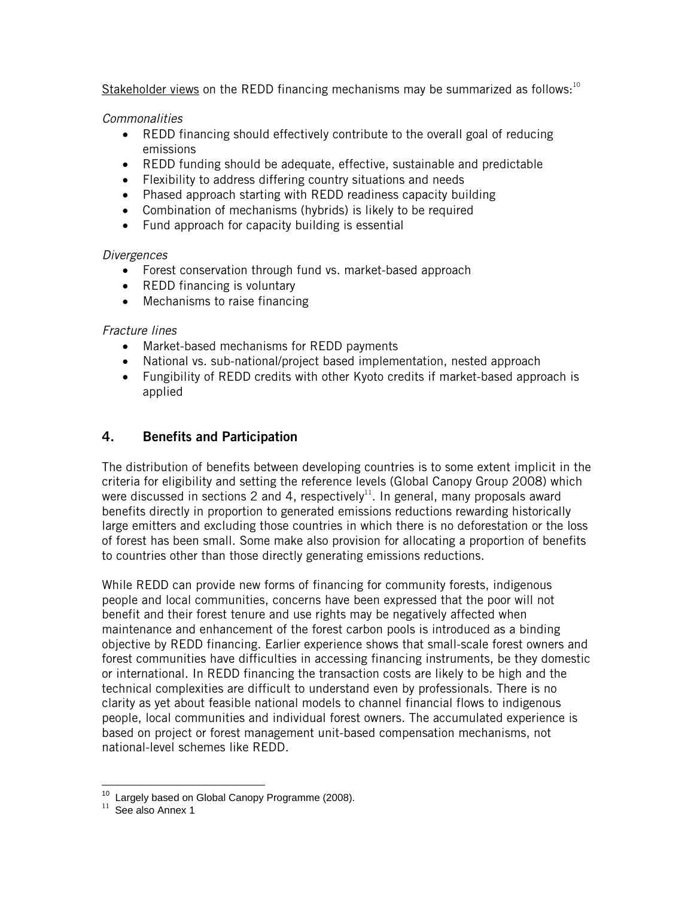Stakeholder views on the REDD financing mechanisms may be summarized as follows:[10]

*Commonalities*

- REDD financing should effectively contribute to the overall goal of reducing emissions
- REDD funding should be adequate, effective, sustainable and predictable
- Flexibility to address differing country situations and needs
- Phased approach starting with REDD readiness capacity building
- Combination of mechanisms (hybrids) is likely to be required
- Fund approach for capacity building is essential

*Divergences*

- Forest conservation through fund vs. market-based approach
- REDD financing is voluntary
- Mechanisms to raise financing

*Fracture lines*

- Market-based mechanisms for REDD payments
- National vs. sub-national/project based implementation, nested approach
- Fungibility of REDD credits with other Kyoto credits if market-based approach is applied

## 4. Benefits and Participation

The distribution of benefits between developing countries is to some extent implicit in the criteria for eligibility and setting the reference levels (Global Canopy Group 2008) which were discussed in sections 2 and 4, respectively[11]. In general, many proposals award benefits directly in proportion to generated emissions reductions rewarding historically large emitters and excluding those countries in which there is no deforestation or the loss of forest has been small. Some make also provision for allocating a proportion of benefits to countries other than those directly generating emissions reductions.

While REDD can provide new forms of financing for community forests, indigenous people and local communities, concerns have been expressed that the poor will not benefit and their forest tenure and use rights may be negatively affected when maintenance and enhancement of the forest carbon pools is introduced as a binding objective by REDD financing. Earlier experience shows that small-scale forest owners and forest communities have difficulties in accessing financing instruments, be they domestic or international. In REDD financing the transaction costs are likely to be high and the technical complexities are difficult to understand even by professionals. There is no clarity as yet about feasible national models to channel financial flows to indigenous people, local communities and individual forest owners. The accumulated experience is based on project or forest management unit-based compensation mechanisms, not national-level schemes like REDD.

---

[10] Largely based on Global Canopy Programme (2008).

[11] See also Annex 1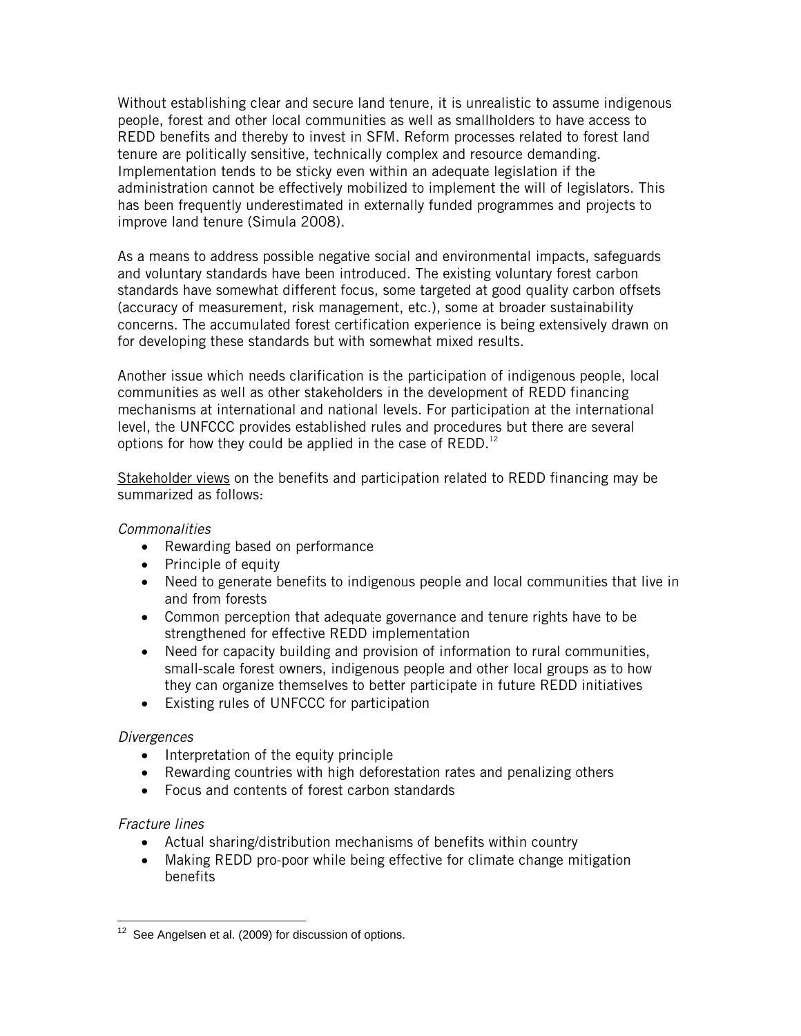Without establishing clear and secure land tenure, it is unrealistic to assume indigenous people, forest and other local communities as well as smallholders to have access to REDD benefits and thereby to invest in SFM. Reform processes related to forest land tenure are politically sensitive, technically complex and resource demanding. Implementation tends to be sticky even within an adequate legislation if the administration cannot be effectively mobilized to implement the will of legislators. This has been frequently underestimated in externally funded programmes and projects to improve land tenure (Simula 2008).

As a means to address possible negative social and environmental impacts, safeguards and voluntary standards have been introduced. The existing voluntary forest carbon standards have somewhat different focus, some targeted at good quality carbon offsets (accuracy of measurement, risk management, etc.), some at broader sustainability concerns. The accumulated forest certification experience is being extensively drawn on for developing these standards but with somewhat mixed results.

Another issue which needs clarification is the participation of indigenous people, local communities as well as other stakeholders in the development of REDD financing mechanisms at international and national levels. For participation at the international level, the UNFCCC provides established rules and procedures but there are several options for how they could be applied in the case of REDD.[12]

<u>Stakeholder views</u> on the benefits and participation related to REDD financing may be summarized as follows:

*Commonalities*

- Rewarding based on performance
- Principle of equity
- Need to generate benefits to indigenous people and local communities that live in and from forests
- Common perception that adequate governance and tenure rights have to be strengthened for effective REDD implementation
- Need for capacity building and provision of information to rural communities, small-scale forest owners, indigenous people and other local groups as to how they can organize themselves to better participate in future REDD initiatives
- Existing rules of UNFCCC for participation

*Divergences*

- Interpretation of the equity principle
- Rewarding countries with high deforestation rates and penalizing others
- Focus and contents of forest carbon standards

*Fracture lines*

- Actual sharing/distribution mechanisms of benefits within country
- Making REDD pro-poor while being effective for climate change mitigation benefits

[12] See Angelsen et al. (2009) for discussion of options.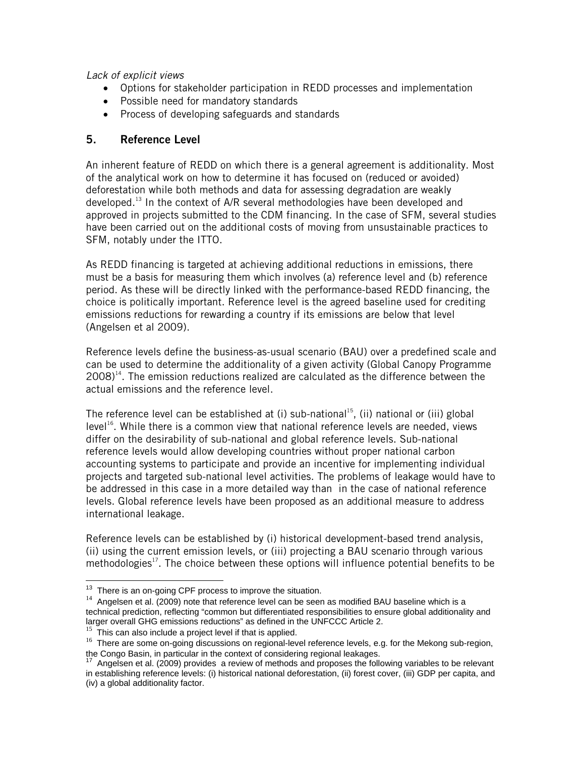*Lack of explicit views*

- Options for stakeholder participation in REDD processes and implementation
- Possible need for mandatory standards
- Process of developing safeguards and standards

## 5. Reference Level

An inherent feature of REDD on which there is a general agreement is additionality. Most of the analytical work on how to determine it has focused on (reduced or avoided) deforestation while both methods and data for assessing degradation are weakly developed.[13] In the context of A/R several methodologies have been developed and approved in projects submitted to the CDM financing. In the case of SFM, several studies have been carried out on the additional costs of moving from unsustainable practices to SFM, notably under the ITTO.

As REDD financing is targeted at achieving additional reductions in emissions, there must be a basis for measuring them which involves (a) reference level and (b) reference period. As these will be directly linked with the performance-based REDD financing, the choice is politically important. Reference level is the agreed baseline used for crediting emissions reductions for rewarding a country if its emissions are below that level (Angelsen et al 2009).

Reference levels define the business-as-usual scenario (BAU) over a predefined scale and can be used to determine the additionality of a given activity (Global Canopy Programme 2008)[14]. The emission reductions realized are calculated as the difference between the actual emissions and the reference level.

The reference level can be established at (i) sub-national[15], (ii) national or (iii) global level[16]. While there is a common view that national reference levels are needed, views differ on the desirability of sub-national and global reference levels. Sub-national reference levels would allow developing countries without proper national carbon accounting systems to participate and provide an incentive for implementing individual projects and targeted sub-national level activities. The problems of leakage would have to be addressed in this case in a more detailed way than in the case of national reference levels. Global reference levels have been proposed as an additional measure to address international leakage.

Reference levels can be established by (i) historical development-based trend analysis, (ii) using the current emission levels, or (iii) projecting a BAU scenario through various methodologies[17]. The choice between these options will influence potential benefits to be

---

[13] There is an on-going CPF process to improve the situation.

[14] Angelsen et al. (2009) note that reference level can be seen as modified BAU baseline which is a technical prediction, reflecting "common but differentiated responsibilities to ensure global additionality and larger overall GHG emissions reductions" as defined in the UNFCCC Article 2.

[15] This can also include a project level if that is applied.

[16] There are some on-going discussions on regional-level reference levels, e.g. for the Mekong sub-region, the Congo Basin, in particular in the context of considering regional leakages.

[17] Angelsen et al. (2009) provides a review of methods and proposes the following variables to be relevant in establishing reference levels: (i) historical national deforestation, (ii) forest cover, (iii) GDP per capita, and (iv) a global additionality factor.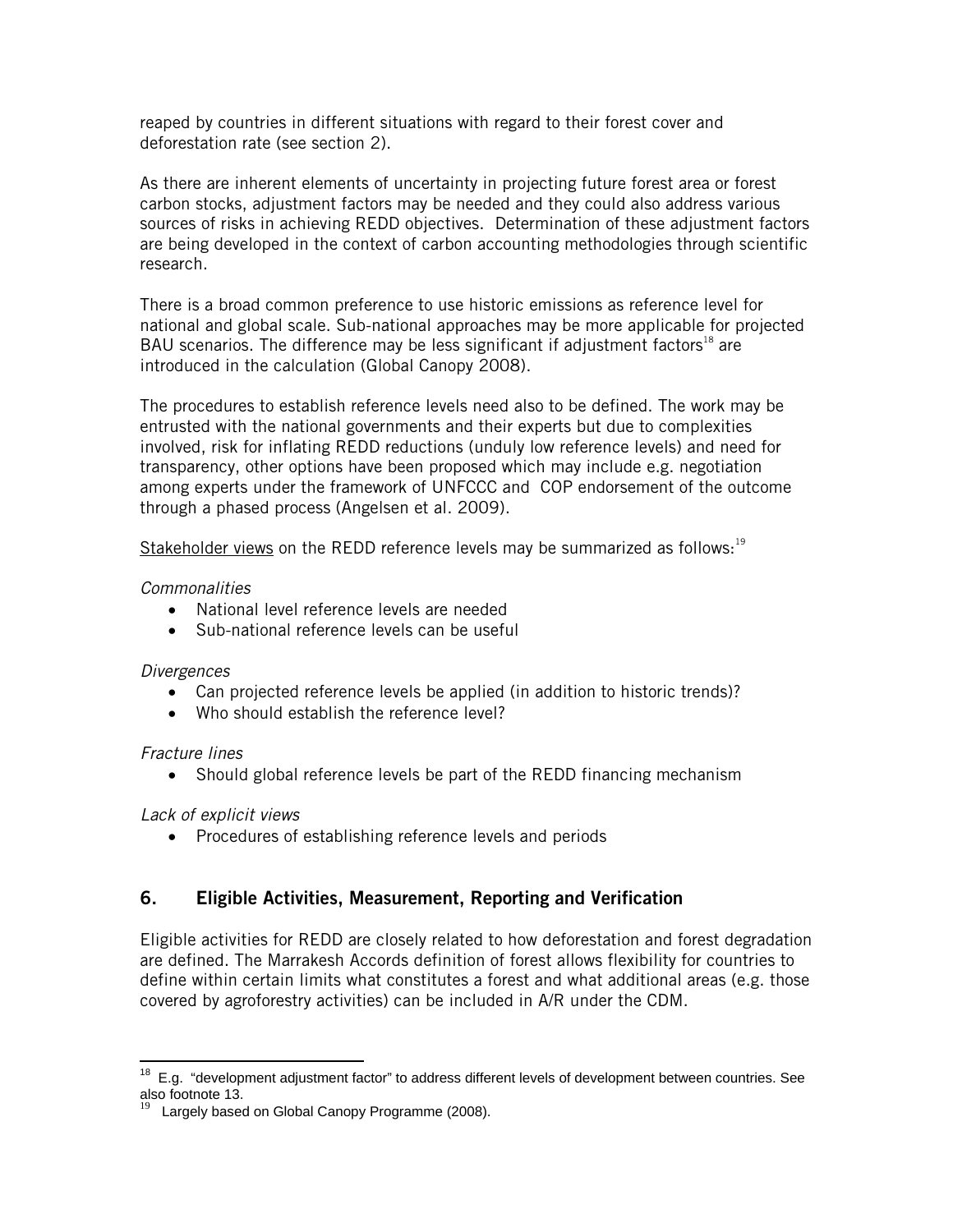reaped by countries in different situations with regard to their forest cover and deforestation rate (see section 2).

As there are inherent elements of uncertainty in projecting future forest area or forest carbon stocks, adjustment factors may be needed and they could also address various sources of risks in achieving REDD objectives. Determination of these adjustment factors are being developed in the context of carbon accounting methodologies through scientific research.

There is a broad common preference to use historic emissions as reference level for national and global scale. Sub-national approaches may be more applicable for projected BAU scenarios. The difference may be less significant if adjustment factors[18] are introduced in the calculation (Global Canopy 2008).

The procedures to establish reference levels need also to be defined. The work may be entrusted with the national governments and their experts but due to complexities involved, risk for inflating REDD reductions (unduly low reference levels) and need for transparency, other options have been proposed which may include e.g. negotiation among experts under the framework of UNFCCC and COP endorsement of the outcome through a phased process (Angelsen et al. 2009).

<u>Stakeholder views</u> on the REDD reference levels may be summarized as follows:[19]

*Commonalities*

- National level reference levels are needed
- Sub-national reference levels can be useful

*Divergences*

- Can projected reference levels be applied (in addition to historic trends)?
- Who should establish the reference level?

*Fracture lines*

- Should global reference levels be part of the REDD financing mechanism

*Lack of explicit views*

- Procedures of establishing reference levels and periods

## 6. Eligible Activities, Measurement, Reporting and Verification

Eligible activities for REDD are closely related to how deforestation and forest degradation are defined. The Marrakesh Accords definition of forest allows flexibility for countries to define within certain limits what constitutes a forest and what additional areas (e.g. those covered by agroforestry activities) can be included in A/R under the CDM.

---

[18] E.g. "development adjustment factor" to address different levels of development between countries. See also footnote 13.

[19] Largely based on Global Canopy Programme (2008).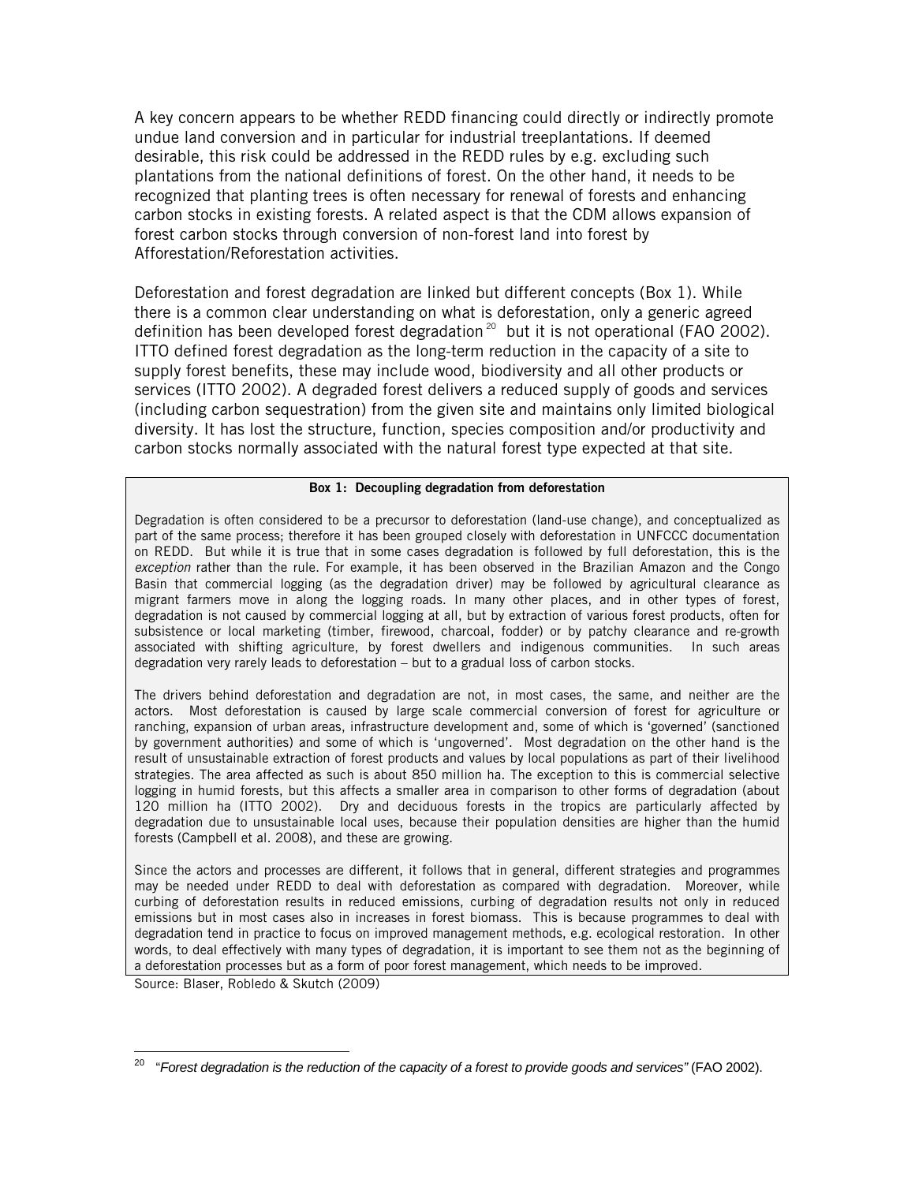A key concern appears to be whether REDD financing could directly or indirectly promote undue land conversion and in particular for industrial treeplantations. If deemed desirable, this risk could be addressed in the REDD rules by e.g. excluding such plantations from the national definitions of forest. On the other hand, it needs to be recognized that planting trees is often necessary for renewal of forests and enhancing carbon stocks in existing forests. A related aspect is that the CDM allows expansion of forest carbon stocks through conversion of non-forest land into forest by Afforestation/Reforestation activities.

Deforestation and forest degradation are linked but different concepts (Box 1). While there is a common clear understanding on what is deforestation, only a generic agreed definition has been developed forest degradation[20] but it is not operational (FAO 2002). ITTO defined forest degradation as the long-term reduction in the capacity of a site to supply forest benefits, these may include wood, biodiversity and all other products or services (ITTO 2002). A degraded forest delivers a reduced supply of goods and services (including carbon sequestration) from the given site and maintains only limited biological diversity. It has lost the structure, function, species composition and/or productivity and carbon stocks normally associated with the natural forest type expected at that site.

**Box 1: Decoupling degradation from deforestation**

Degradation is often considered to be a precursor to deforestation (land-use change), and conceptualized as part of the same process; therefore it has been grouped closely with deforestation in UNFCCC documentation on REDD. But while it is true that in some cases degradation is followed by full deforestation, this is the *exception* rather than the rule. For example, it has been observed in the Brazilian Amazon and the Congo Basin that commercial logging (as the degradation driver) may be followed by agricultural clearance as migrant farmers move in along the logging roads. In many other places, and in other types of forest, degradation is not caused by commercial logging at all, but by extraction of various forest products, often for subsistence or local marketing (timber, firewood, charcoal, fodder) or by patchy clearance and re-growth associated with shifting agriculture, by forest dwellers and indigenous communities. In such areas degradation very rarely leads to deforestation – but to a gradual loss of carbon stocks.

The drivers behind deforestation and degradation are not, in most cases, the same, and neither are the actors. Most deforestation is caused by large scale commercial conversion of forest for agriculture or ranching, expansion of urban areas, infrastructure development and, some of which is 'governed' (sanctioned by government authorities) and some of which is 'ungoverned'. Most degradation on the other hand is the result of unsustainable extraction of forest products and values by local populations as part of their livelihood strategies. The area affected as such is about 850 million ha. The exception to this is commercial selective logging in humid forests, but this affects a smaller area in comparison to other forms of degradation (about 120 million ha (ITTO 2002). Dry and deciduous forests in the tropics are particularly affected by degradation due to unsustainable local uses, because their population densities are higher than the humid forests (Campbell et al. 2008), and these are growing.

Since the actors and processes are different, it follows that in general, different strategies and programmes may be needed under REDD to deal with deforestation as compared with degradation. Moreover, while curbing of deforestation results in reduced emissions, curbing of degradation results not only in reduced emissions but in most cases also in increases in forest biomass. This is because programmes to deal with degradation tend in practice to focus on improved management methods, e.g. ecological restoration. In other words, to deal effectively with many types of degradation, it is important to see them not as the beginning of a deforestation processes but as a form of poor forest management, which needs to be improved.

Source: Blaser, Robledo & Skutch (2009)

---

[20] "*Forest degradation is the reduction of the capacity of a forest to provide goods and services"* (FAO 2002).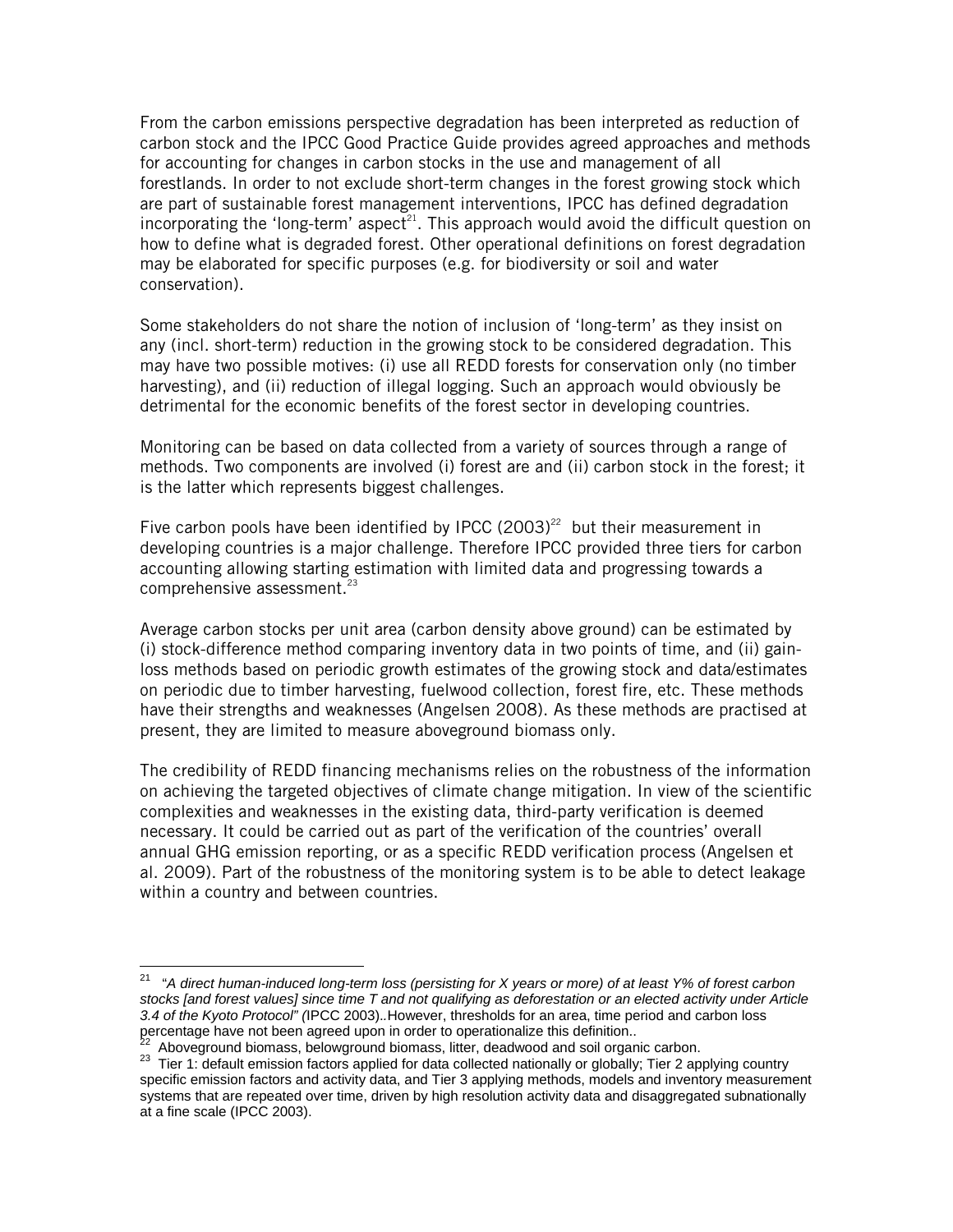From the carbon emissions perspective degradation has been interpreted as reduction of carbon stock and the IPCC Good Practice Guide provides agreed approaches and methods for accounting for changes in carbon stocks in the use and management of all forestlands. In order to not exclude short-term changes in the forest growing stock which are part of sustainable forest management interventions, IPCC has defined degradation incorporating the 'long-term' aspect[21]. This approach would avoid the difficult question on how to define what is degraded forest. Other operational definitions on forest degradation may be elaborated for specific purposes (e.g. for biodiversity or soil and water conservation).

Some stakeholders do not share the notion of inclusion of 'long-term' as they insist on any (incl. short-term) reduction in the growing stock to be considered degradation. This may have two possible motives: (i) use all REDD forests for conservation only (no timber harvesting), and (ii) reduction of illegal logging. Such an approach would obviously be detrimental for the economic benefits of the forest sector in developing countries.

Monitoring can be based on data collected from a variety of sources through a range of methods. Two components are involved (i) forest are and (ii) carbon stock in the forest; it is the latter which represents biggest challenges.

Five carbon pools have been identified by IPCC (2003)[22] but their measurement in developing countries is a major challenge. Therefore IPCC provided three tiers for carbon accounting allowing starting estimation with limited data and progressing towards a comprehensive assessment.[23]

Average carbon stocks per unit area (carbon density above ground) can be estimated by (i) stock-difference method comparing inventory data in two points of time, and (ii) gain-loss methods based on periodic growth estimates of the growing stock and data/estimates on periodic due to timber harvesting, fuelwood collection, forest fire, etc. These methods have their strengths and weaknesses (Angelsen 2008). As these methods are practised at present, they are limited to measure aboveground biomass only.

The credibility of REDD financing mechanisms relies on the robustness of the information on achieving the targeted objectives of climate change mitigation. In view of the scientific complexities and weaknesses in the existing data, third-party verification is deemed necessary. It could be carried out as part of the verification of the countries' overall annual GHG emission reporting, or as a specific REDD verification process (Angelsen et al. 2009). Part of the robustness of the monitoring system is to be able to detect leakage within a country and between countries.

---

[21] "*A direct human-induced long-term loss (persisting for X years or more) of at least Y% of forest carbon stocks [and forest values] since time T and not qualifying as deforestation or an elected activity under Article 3.4 of the Kyoto Protocol*" (IPCC 2003)..However, thresholds for an area, time period and carbon loss percentage have not been agreed upon in order to operationalize this definition..

[22] Aboveground biomass, belowground biomass, litter, deadwood and soil organic carbon.

[23] Tier 1: default emission factors applied for data collected nationally or globally; Tier 2 applying country specific emission factors and activity data, and Tier 3 applying methods, models and inventory measurement systems that are repeated over time, driven by high resolution activity data and disaggregated subnationally at a fine scale (IPCC 2003).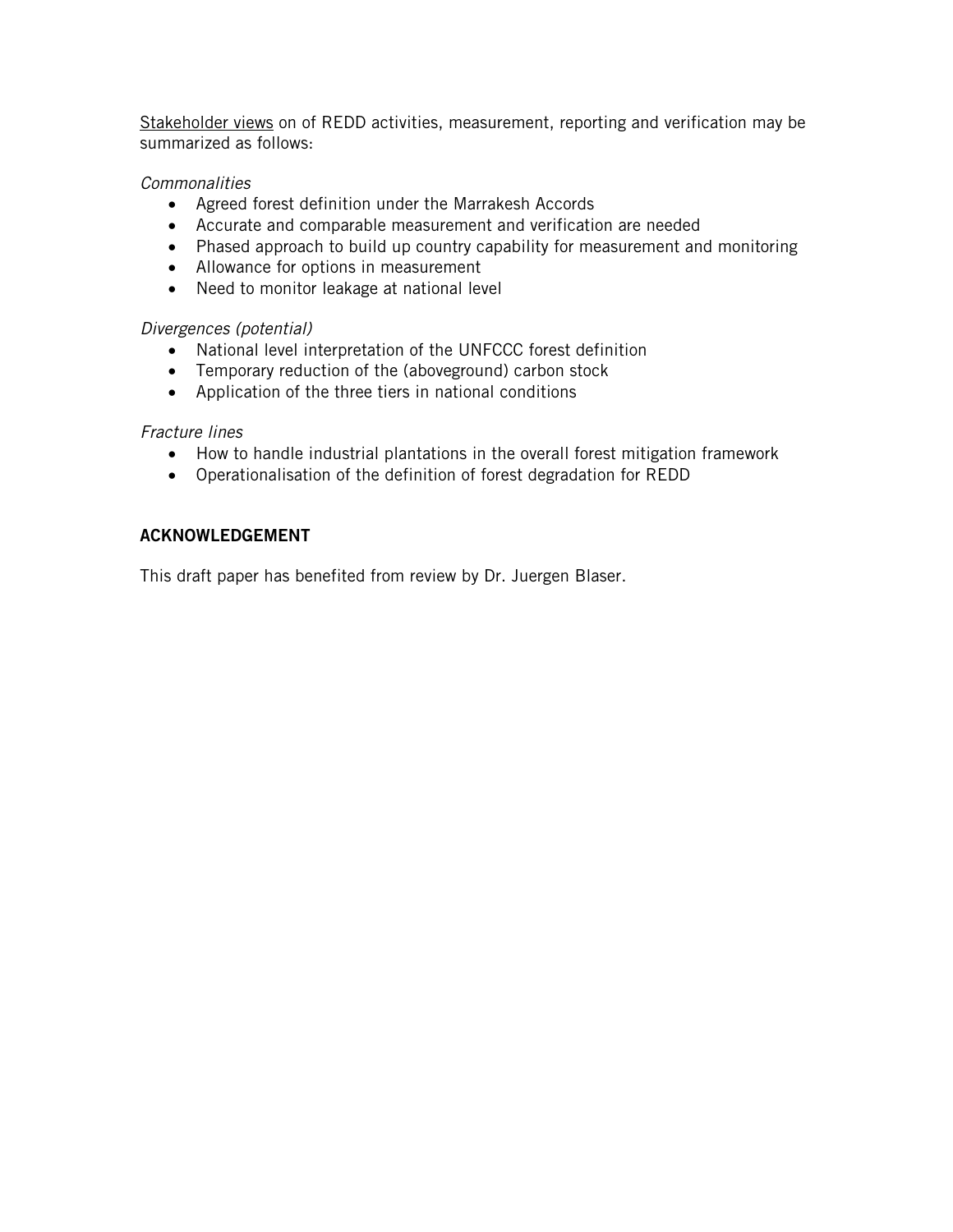<u>Stakeholder views</u> on of REDD activities, measurement, reporting and verification may be summarized as follows:

*Commonalities*

- Agreed forest definition under the Marrakesh Accords
- Accurate and comparable measurement and verification are needed
- Phased approach to build up country capability for measurement and monitoring
- Allowance for options in measurement
- Need to monitor leakage at national level

*Divergences (potential)*

- National level interpretation of the UNFCCC forest definition
- Temporary reduction of the (aboveground) carbon stock
- Application of the three tiers in national conditions

*Fracture lines*

- How to handle industrial plantations in the overall forest mitigation framework
- Operationalisation of the definition of forest degradation for REDD

## ACKNOWLEDGEMENT

This draft paper has benefited from review by Dr. Juergen Blaser.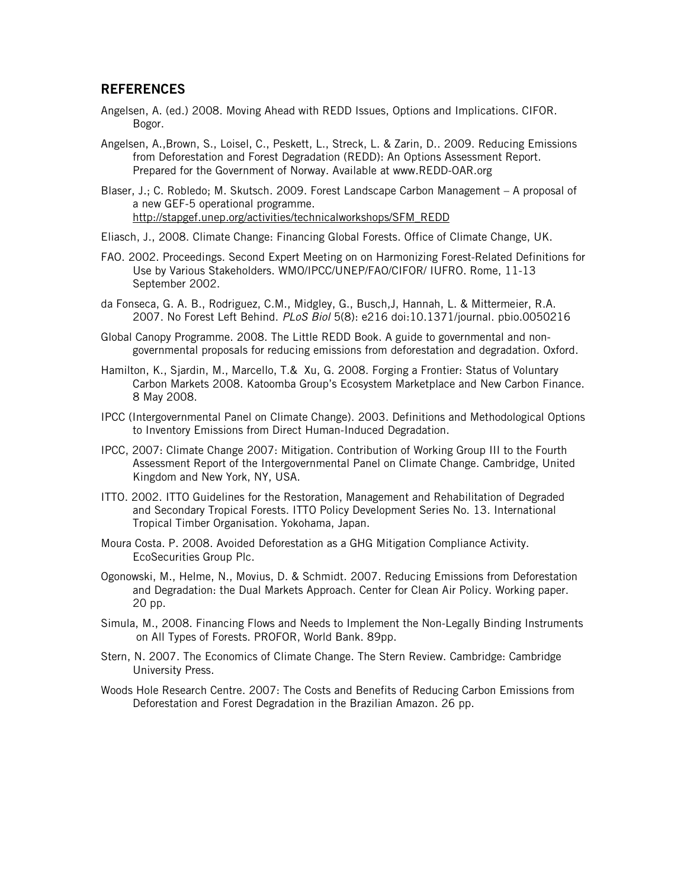## REFERENCES

Angelsen, A. (ed.) 2008. Moving Ahead with REDD Issues, Options and Implications. CIFOR. Bogor.

Angelsen, A.,Brown, S., Loisel, C., Peskett, L., Streck, L. & Zarin, D.. 2009. Reducing Emissions from Deforestation and Forest Degradation (REDD): An Options Assessment Report. Prepared for the Government of Norway. Available at www.REDD-OAR.org

Blaser, J.; C. Robledo; M. Skutsch. 2009. Forest Landscape Carbon Management – A proposal of a new GEF-5 operational programme. http://stapgef.unep.org/activities/technicalworkshops/SFM_REDD

Eliasch, J., 2008. Climate Change: Financing Global Forests. Office of Climate Change, UK.

FAO. 2002. Proceedings. Second Expert Meeting on on Harmonizing Forest-Related Definitions for Use by Various Stakeholders. WMO/IPCC/UNEP/FAO/CIFOR/ IUFRO. Rome, 11-13 September 2002.

da Fonseca, G. A. B., Rodriguez, C.M., Midgley, G., Busch,J, Hannah, L. & Mittermeier, R.A. 2007. No Forest Left Behind. *PLoS Biol* 5(8): e216 doi:10.1371/journal. pbio.0050216

Global Canopy Programme. 2008. The Little REDD Book. A guide to governmental and non-governmental proposals for reducing emissions from deforestation and degradation. Oxford.

Hamilton, K., Sjardin, M., Marcello, T.& Xu, G. 2008. Forging a Frontier: Status of Voluntary Carbon Markets 2008. Katoomba Group's Ecosystem Marketplace and New Carbon Finance. 8 May 2008.

IPCC (Intergovernmental Panel on Climate Change). 2003. Definitions and Methodological Options to Inventory Emissions from Direct Human-Induced Degradation.

IPCC, 2007: Climate Change 2007: Mitigation. Contribution of Working Group III to the Fourth Assessment Report of the Intergovernmental Panel on Climate Change. Cambridge, United Kingdom and New York, NY, USA.

ITTO. 2002. ITTO Guidelines for the Restoration, Management and Rehabilitation of Degraded and Secondary Tropical Forests. ITTO Policy Development Series No. 13. International Tropical Timber Organisation. Yokohama, Japan.

Moura Costa. P. 2008. Avoided Deforestation as a GHG Mitigation Compliance Activity. EcoSecurities Group Plc.

Ogonowski, M., Helme, N., Movius, D. & Schmidt. 2007. Reducing Emissions from Deforestation and Degradation: the Dual Markets Approach. Center for Clean Air Policy. Working paper. 20 pp.

Simula, M., 2008. Financing Flows and Needs to Implement the Non-Legally Binding Instruments on All Types of Forests. PROFOR, World Bank. 89pp.

Stern, N. 2007. The Economics of Climate Change. The Stern Review. Cambridge: Cambridge University Press.

Woods Hole Research Centre. 2007: The Costs and Benefits of Reducing Carbon Emissions from Deforestation and Forest Degradation in the Brazilian Amazon. 26 pp.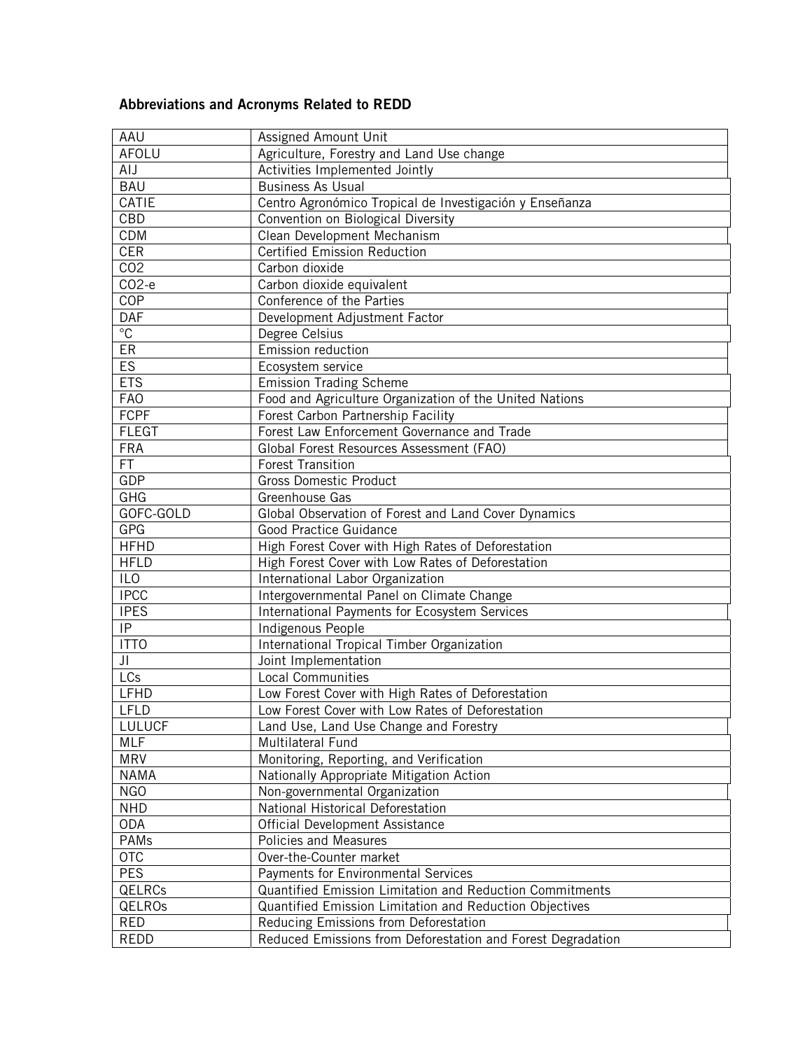**Abbreviations and Acronyms Related to REDD**

| | |
|---|---|
| AAU | Assigned Amount Unit |
| AFOLU | Agriculture, Forestry and Land Use change |
| AIJ | Activities Implemented Jointly |
| BAU | Business As Usual |
| CATIE | Centro Agronómico Tropical de Investigación y Enseñanza |
| CBD | Convention on Biological Diversity |
| CDM | Clean Development Mechanism |
| CER | Certified Emission Reduction |
| $CO_2$ | Carbon dioxide |
| $CO_2$-e | Carbon dioxide equivalent |
| COP | Conference of the Parties |
| DAF | Development Adjustment Factor |
| °C | Degree Celsius |
| ER | Emission reduction |
| ES | Ecosystem service |
| ETS | Emission Trading Scheme |
| FAO | Food and Agriculture Organization of the United Nations |
| FCPF | Forest Carbon Partnership Facility |
| FLEGT | Forest Law Enforcement Governance and Trade |
| FRA | Global Forest Resources Assessment (FAO) |
| FT | Forest Transition |
| GDP | Gross Domestic Product |
| GHG | Greenhouse Gas |
| GOFC-GOLD | Global Observation of Forest and Land Cover Dynamics |
| GPG | Good Practice Guidance |
| HFHD | High Forest Cover with High Rates of Deforestation |
| HFLD | High Forest Cover with Low Rates of Deforestation |
| ILO | International Labor Organization |
| IPCC | Intergovernmental Panel on Climate Change |
| IPES | International Payments for Ecosystem Services |
| IP | Indigenous People |
| ITTO | International Tropical Timber Organization |
| JI | Joint Implementation |
| LCs | Local Communities |
| LFHD | Low Forest Cover with High Rates of Deforestation |
| LFLD | Low Forest Cover with Low Rates of Deforestation |
| LULUCF | Land Use, Land Use Change and Forestry |
| MLF | Multilateral Fund |
| MRV | Monitoring, Reporting, and Verification |
| NAMA | Nationally Appropriate Mitigation Action |
| NGO | Non-governmental Organization |
| NHD | National Historical Deforestation |
| ODA | Official Development Assistance |
| PAMs | Policies and Measures |
| OTC | Over-the-Counter market |
| PES | Payments for Environmental Services |
| QELRCs | Quantified Emission Limitation and Reduction Commitments |
| QELROs | Quantified Emission Limitation and Reduction Objectives |
| RED | Reducing Emissions from Deforestation |
| REDD | Reduced Emissions from Deforestation and Forest Degradation |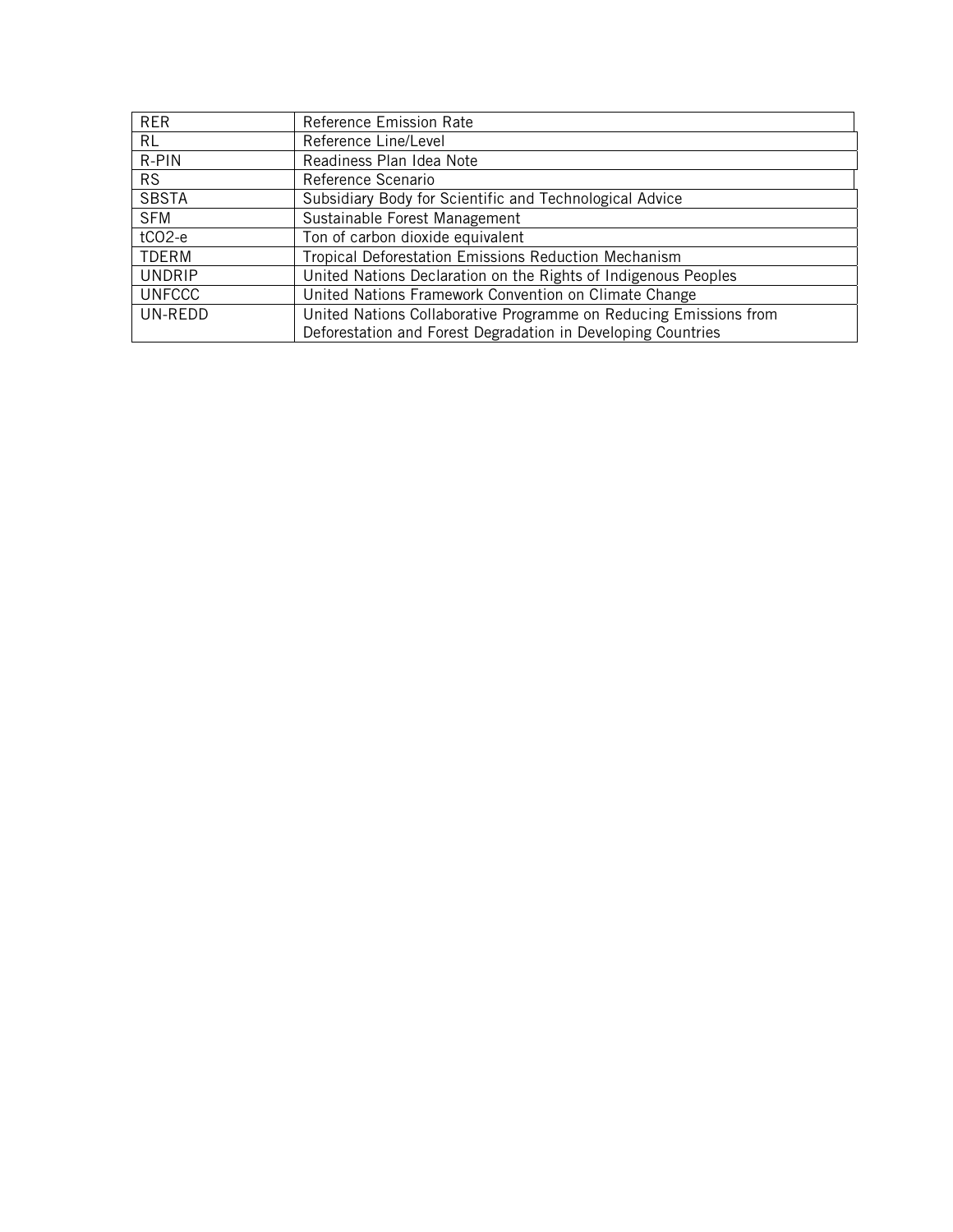| RER | Reference Emission Rate |
| --- | --- |
| RL | Reference Line/Level |
| R-PIN | Readiness Plan Idea Note |
| RS | Reference Scenario |
| SBSTA | Subsidiary Body for Scientific and Technological Advice |
| SFM | Sustainable Forest Management |
| $tCO_2$-e | Ton of carbon dioxide equivalent |
| TDERM | Tropical Deforestation Emissions Reduction Mechanism |
| UNDRIP | United Nations Declaration on the Rights of Indigenous Peoples |
| UNFCCC | United Nations Framework Convention on Climate Change |
| UN-REDD | United Nations Collaborative Programme on Reducing Emissions from Deforestation and Forest Degradation in Developing Countries |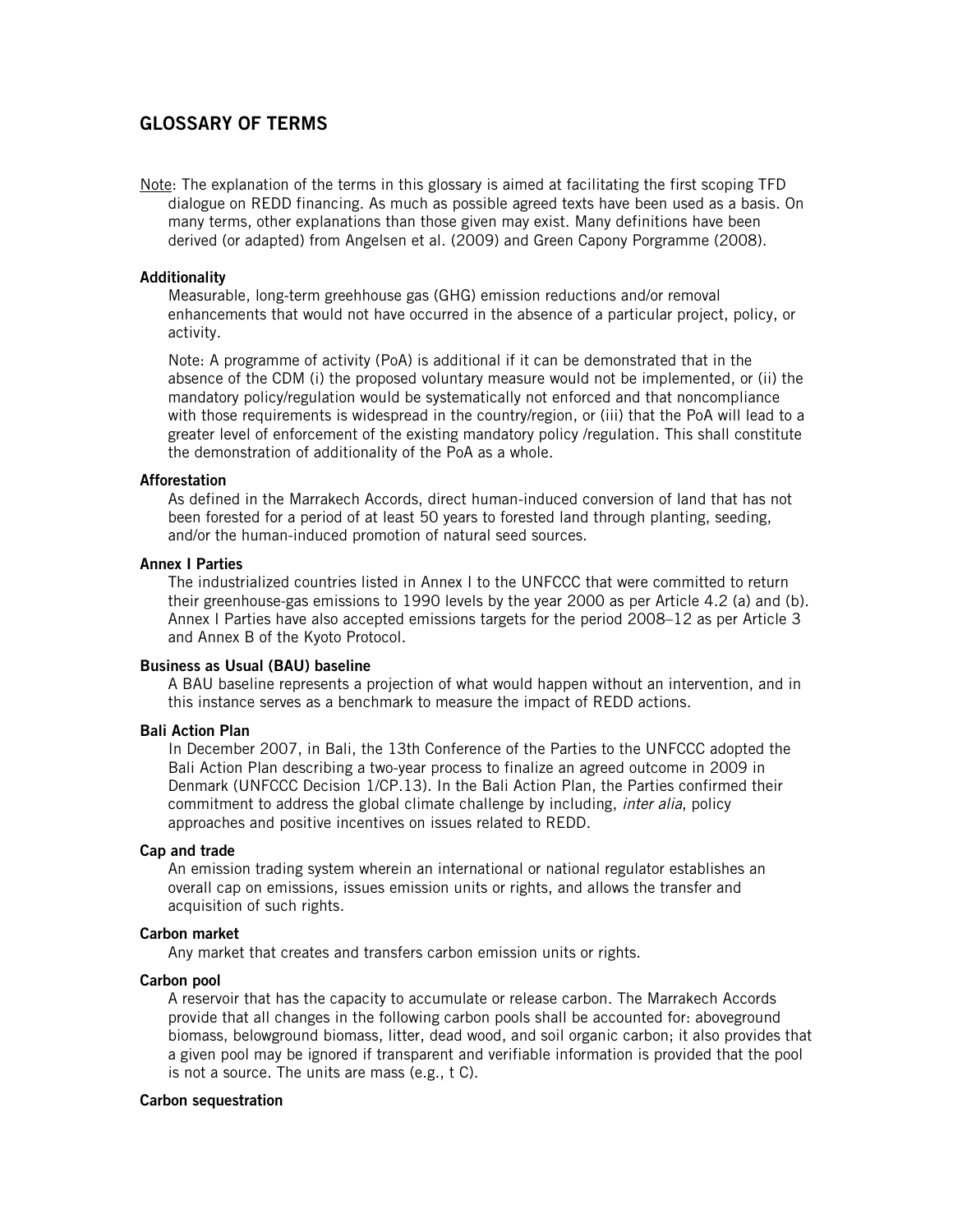## GLOSSARY OF TERMS

Note: The explanation of the terms in this glossary is aimed at facilitating the first scoping TFD dialogue on REDD financing. As much as possible agreed texts have been used as a basis. On many terms, other explanations than those given may exist. Many definitions have been derived (or adapted) from Angelsen et al. (2009) and Green Capony Porgramme (2008).

**Additionality**

Measurable, long-term greehhouse gas (GHG) emission reductions and/or removal enhancements that would not have occurred in the absence of a particular project, policy, or activity.

Note: A programme of activity (PoA) is additional if it can be demonstrated that in the absence of the CDM (i) the proposed voluntary measure would not be implemented, or (ii) the mandatory policy/regulation would be systematically not enforced and that noncompliance with those requirements is widespread in the country/region, or (iii) that the PoA will lead to a greater level of enforcement of the existing mandatory policy /regulation. This shall constitute the demonstration of additionality of the PoA as a whole.

**Afforestation**

As defined in the Marrakech Accords, direct human-induced conversion of land that has not been forested for a period of at least 50 years to forested land through planting, seeding, and/or the human-induced promotion of natural seed sources.

**Annex I Parties**

The industrialized countries listed in Annex I to the UNFCCC that were committed to return their greenhouse-gas emissions to 1990 levels by the year 2000 as per Article 4.2 (a) and (b). Annex I Parties have also accepted emissions targets for the period 2008–12 as per Article 3 and Annex B of the Kyoto Protocol.

**Business as Usual (BAU) baseline**

A BAU baseline represents a projection of what would happen without an intervention, and in this instance serves as a benchmark to measure the impact of REDD actions.

**Bali Action Plan**

In December 2007, in Bali, the 13th Conference of the Parties to the UNFCCC adopted the Bali Action Plan describing a two-year process to finalize an agreed outcome in 2009 in Denmark (UNFCCC Decision 1/CP.13). In the Bali Action Plan, the Parties confirmed their commitment to address the global climate challenge by including, *inter alia*, policy approaches and positive incentives on issues related to REDD.

**Cap and trade**

An emission trading system wherein an international or national regulator establishes an overall cap on emissions, issues emission units or rights, and allows the transfer and acquisition of such rights.

**Carbon market**

Any market that creates and transfers carbon emission units or rights.

**Carbon pool**

A reservoir that has the capacity to accumulate or release carbon. The Marrakech Accords provide that all changes in the following carbon pools shall be accounted for: aboveground biomass, belowground biomass, litter, dead wood, and soil organic carbon; it also provides that a given pool may be ignored if transparent and verifiable information is provided that the pool is not a source. The units are mass (e.g., t C).

**Carbon sequestration**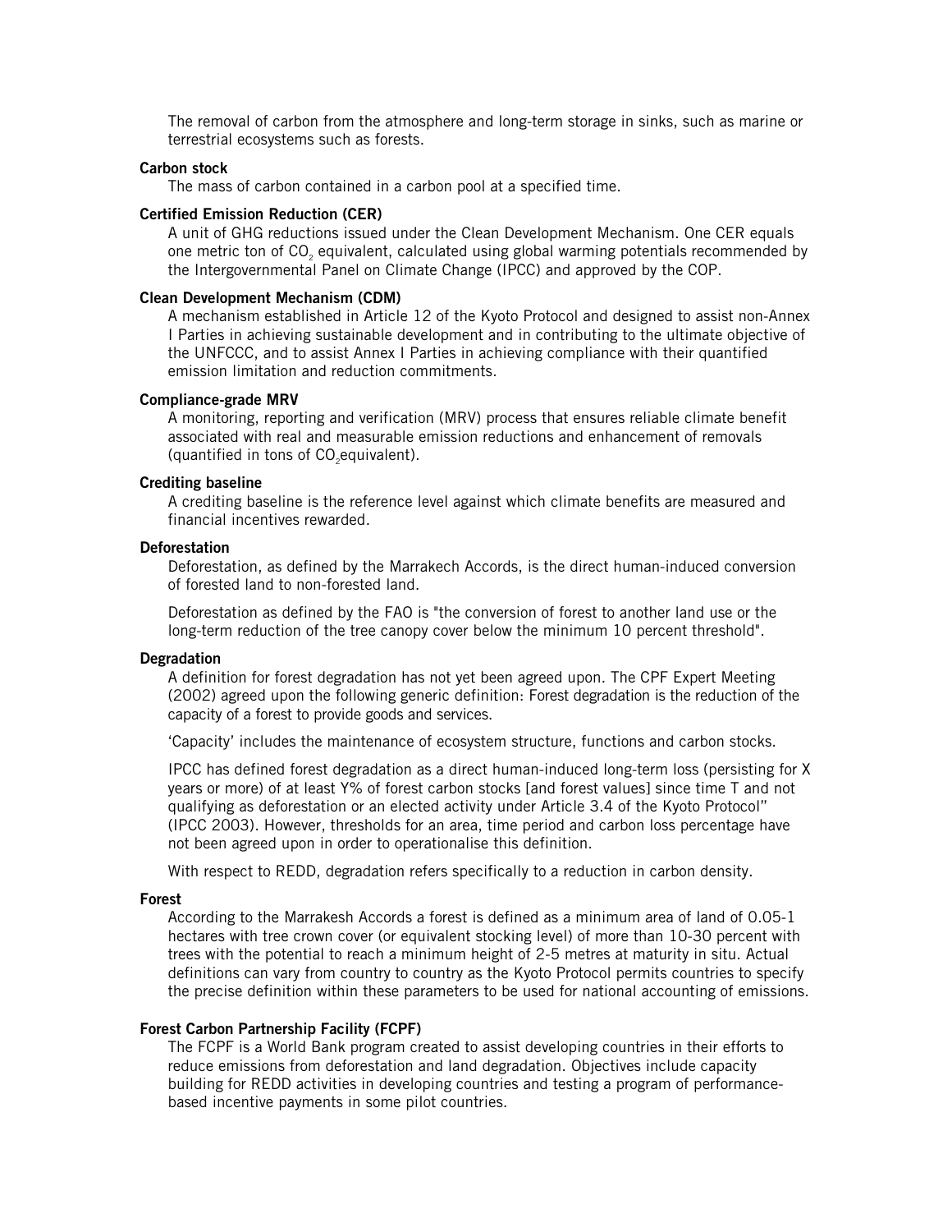The removal of carbon from the atmosphere and long-term storage in sinks, such as marine or terrestrial ecosystems such as forests.

**Carbon stock**

The mass of carbon contained in a carbon pool at a specified time.

**Certified Emission Reduction (CER)**

A unit of GHG reductions issued under the Clean Development Mechanism. One CER equals one metric ton of $CO_2$ equivalent, calculated using global warming potentials recommended by the Intergovernmental Panel on Climate Change (IPCC) and approved by the COP.

**Clean Development Mechanism (CDM)**

A mechanism established in Article 12 of the Kyoto Protocol and designed to assist non-Annex I Parties in achieving sustainable development and in contributing to the ultimate objective of the UNFCCC, and to assist Annex I Parties in achieving compliance with their quantified emission limitation and reduction commitments.

**Compliance-grade MRV**

A monitoring, reporting and verification (MRV) process that ensures reliable climate benefit associated with real and measurable emission reductions and enhancement of removals (quantified in tons of $CO_2$equivalent).

**Crediting baseline**

A crediting baseline is the reference level against which climate benefits are measured and financial incentives rewarded.

**Deforestation**

Deforestation, as defined by the Marrakech Accords, is the direct human-induced conversion of forested land to non-forested land.

Deforestation as defined by the FAO is "the conversion of forest to another land use or the long-term reduction of the tree canopy cover below the minimum 10 percent threshold".

**Degradation**

A definition for forest degradation has not yet been agreed upon. The CPF Expert Meeting (2002) agreed upon the following generic definition: Forest degradation is the reduction of the capacity of a forest to provide goods and services.

'Capacity' includes the maintenance of ecosystem structure, functions and carbon stocks.

IPCC has defined forest degradation as a direct human-induced long-term loss (persisting for X years or more) of at least Y% of forest carbon stocks [and forest values] since time T and not qualifying as deforestation or an elected activity under Article 3.4 of the Kyoto Protocol" (IPCC 2003). However, thresholds for an area, time period and carbon loss percentage have not been agreed upon in order to operationalise this definition.

With respect to REDD, degradation refers specifically to a reduction in carbon density.

**Forest**

According to the Marrakesh Accords a forest is defined as a minimum area of land of 0.05-1 hectares with tree crown cover (or equivalent stocking level) of more than 10-30 percent with trees with the potential to reach a minimum height of 2-5 metres at maturity in situ. Actual definitions can vary from country to country as the Kyoto Protocol permits countries to specify the precise definition within these parameters to be used for national accounting of emissions.

**Forest Carbon Partnership Facility (FCPF)**

The FCPF is a World Bank program created to assist developing countries in their efforts to reduce emissions from deforestation and land degradation. Objectives include capacity building for REDD activities in developing countries and testing a program of performance-based incentive payments in some pilot countries.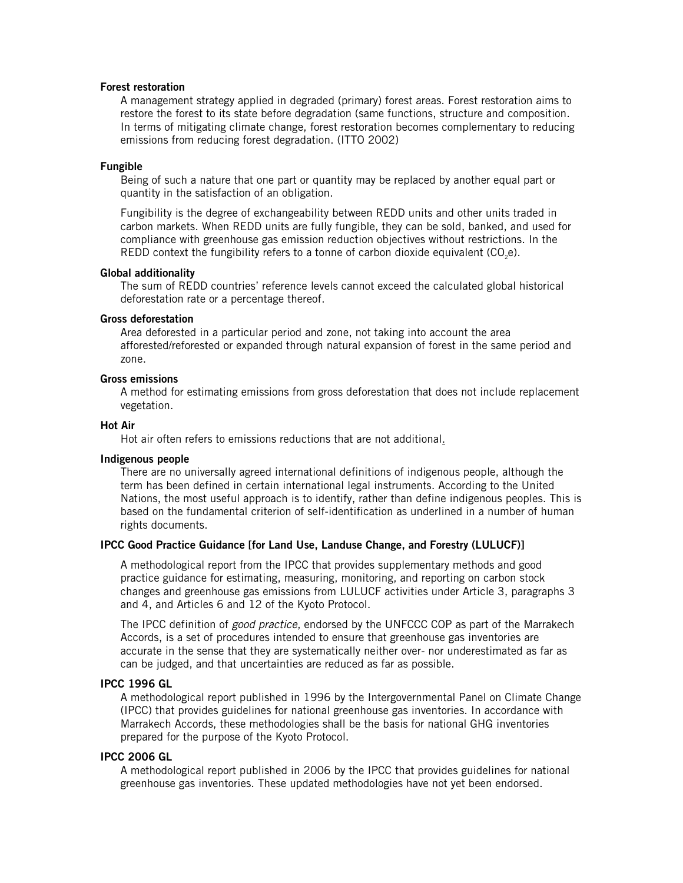**Forest restoration**

A management strategy applied in degraded (primary) forest areas. Forest restoration aims to restore the forest to its state before degradation (same functions, structure and composition. In terms of mitigating climate change, forest restoration becomes complementary to reducing emissions from reducing forest degradation. (ITTO 2002)

**Fungible**

Being of such a nature that one part or quantity may be replaced by another equal part or quantity in the satisfaction of an obligation.

Fungibility is the degree of exchangeability between REDD units and other units traded in carbon markets. When REDD units are fully fungible, they can be sold, banked, and used for compliance with greenhouse gas emission reduction objectives without restrictions. In the REDD context the fungibility refers to a tonne of carbon dioxide equivalent ($CO_2e$).

**Global additionality**

The sum of REDD countries' reference levels cannot exceed the calculated global historical deforestation rate or a percentage thereof.

**Gross deforestation**

Area deforested in a particular period and zone, not taking into account the area afforested/reforested or expanded through natural expansion of forest in the same period and zone.

**Gross emissions**

A method for estimating emissions from gross deforestation that does not include replacement vegetation.

**Hot Air**

Hot air often refers to emissions reductions that are not additional.

**Indigenous people**

There are no universally agreed international definitions of indigenous people, although the term has been defined in certain international legal instruments. According to the United Nations, the most useful approach is to identify, rather than define indigenous peoples. This is based on the fundamental criterion of self-identification as underlined in a number of human rights documents.

**IPCC Good Practice Guidance [for Land Use, Landuse Change, and Forestry (LULUCF)]**

A methodological report from the IPCC that provides supplementary methods and good practice guidance for estimating, measuring, monitoring, and reporting on carbon stock changes and greenhouse gas emissions from LULUCF activities under Article 3, paragraphs 3 and 4, and Articles 6 and 12 of the Kyoto Protocol.

The IPCC definition of *good practice*, endorsed by the UNFCCC COP as part of the Marrakech Accords, is a set of procedures intended to ensure that greenhouse gas inventories are accurate in the sense that they are systematically neither over- nor underestimated as far as can be judged, and that uncertainties are reduced as far as possible.

**IPCC 1996 GL**

A methodological report published in 1996 by the Intergovernmental Panel on Climate Change (IPCC) that provides guidelines for national greenhouse gas inventories. In accordance with Marrakech Accords, these methodologies shall be the basis for national GHG inventories prepared for the purpose of the Kyoto Protocol.

**IPCC 2006 GL**

A methodological report published in 2006 by the IPCC that provides guidelines for national greenhouse gas inventories. These updated methodologies have not yet been endorsed.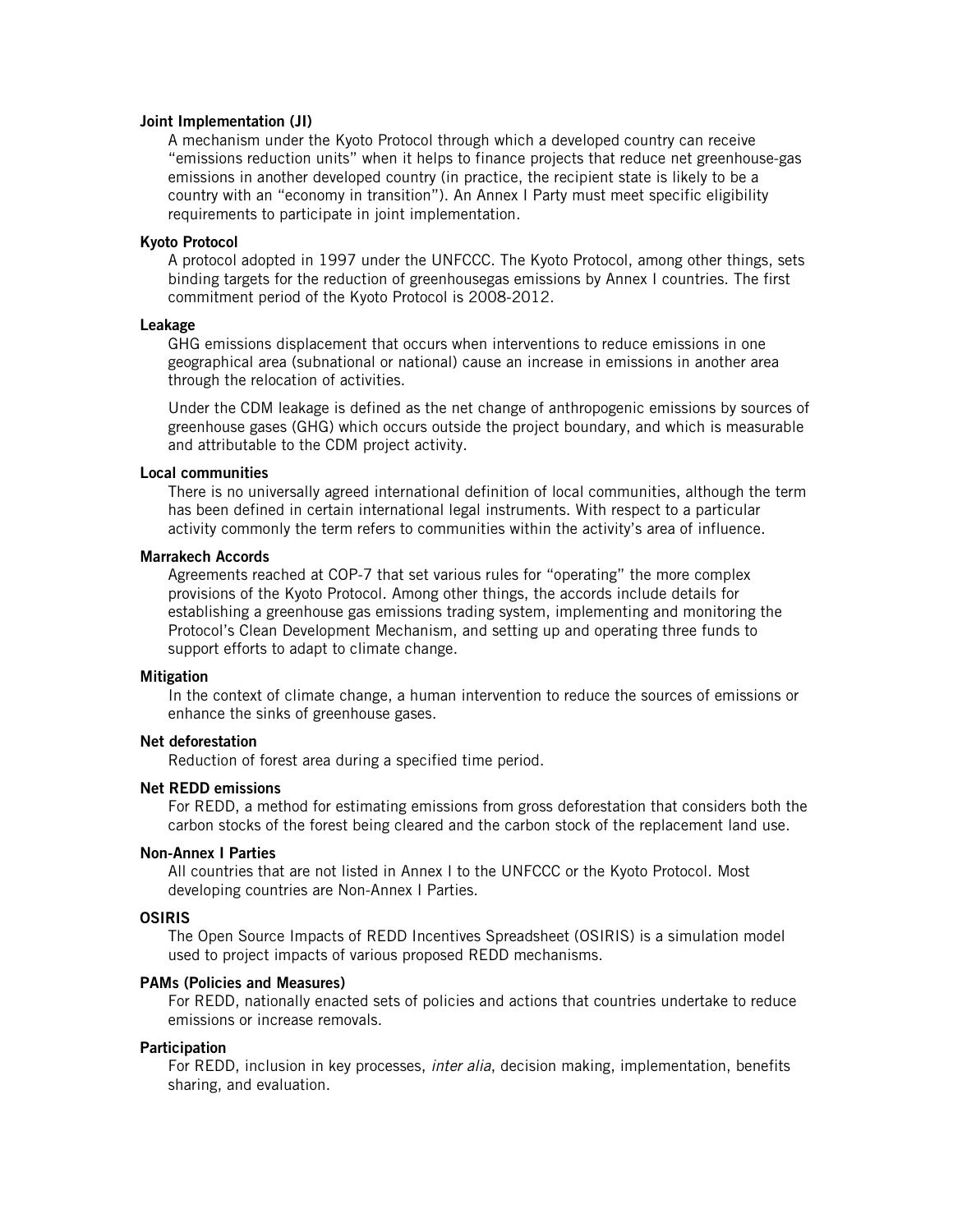**Joint Implementation (JI)**

A mechanism under the Kyoto Protocol through which a developed country can receive "emissions reduction units" when it helps to finance projects that reduce net greenhouse-gas emissions in another developed country (in practice, the recipient state is likely to be a country with an "economy in transition"). An Annex I Party must meet specific eligibility requirements to participate in joint implementation.

**Kyoto Protocol**

A protocol adopted in 1997 under the UNFCCC. The Kyoto Protocol, among other things, sets binding targets for the reduction of greenhousegas emissions by Annex I countries. The first commitment period of the Kyoto Protocol is 2008-2012.

**Leakage**

GHG emissions displacement that occurs when interventions to reduce emissions in one geographical area (subnational or national) cause an increase in emissions in another area through the relocation of activities.

Under the CDM leakage is defined as the net change of anthropogenic emissions by sources of greenhouse gases (GHG) which occurs outside the project boundary, and which is measurable and attributable to the CDM project activity.

**Local communities**

There is no universally agreed international definition of local communities, although the term has been defined in certain international legal instruments. With respect to a particular activity commonly the term refers to communities within the activity's area of influence.

**Marrakech Accords**

Agreements reached at COP-7 that set various rules for "operating" the more complex provisions of the Kyoto Protocol. Among other things, the accords include details for establishing a greenhouse gas emissions trading system, implementing and monitoring the Protocol's Clean Development Mechanism, and setting up and operating three funds to support efforts to adapt to climate change.

**Mitigation**

In the context of climate change, a human intervention to reduce the sources of emissions or enhance the sinks of greenhouse gases.

**Net deforestation**

Reduction of forest area during a specified time period.

**Net REDD emissions**

For REDD, a method for estimating emissions from gross deforestation that considers both the carbon stocks of the forest being cleared and the carbon stock of the replacement land use.

**Non-Annex I Parties**

All countries that are not listed in Annex I to the UNFCCC or the Kyoto Protocol. Most developing countries are Non-Annex I Parties.

**OSIRIS**

The Open Source Impacts of REDD Incentives Spreadsheet (OSIRIS) is a simulation model used to project impacts of various proposed REDD mechanisms.

**PAMs (Policies and Measures)**

For REDD, nationally enacted sets of policies and actions that countries undertake to reduce emissions or increase removals.

**Participation**

For REDD, inclusion in key processes, *inter alia*, decision making, implementation, benefits sharing, and evaluation.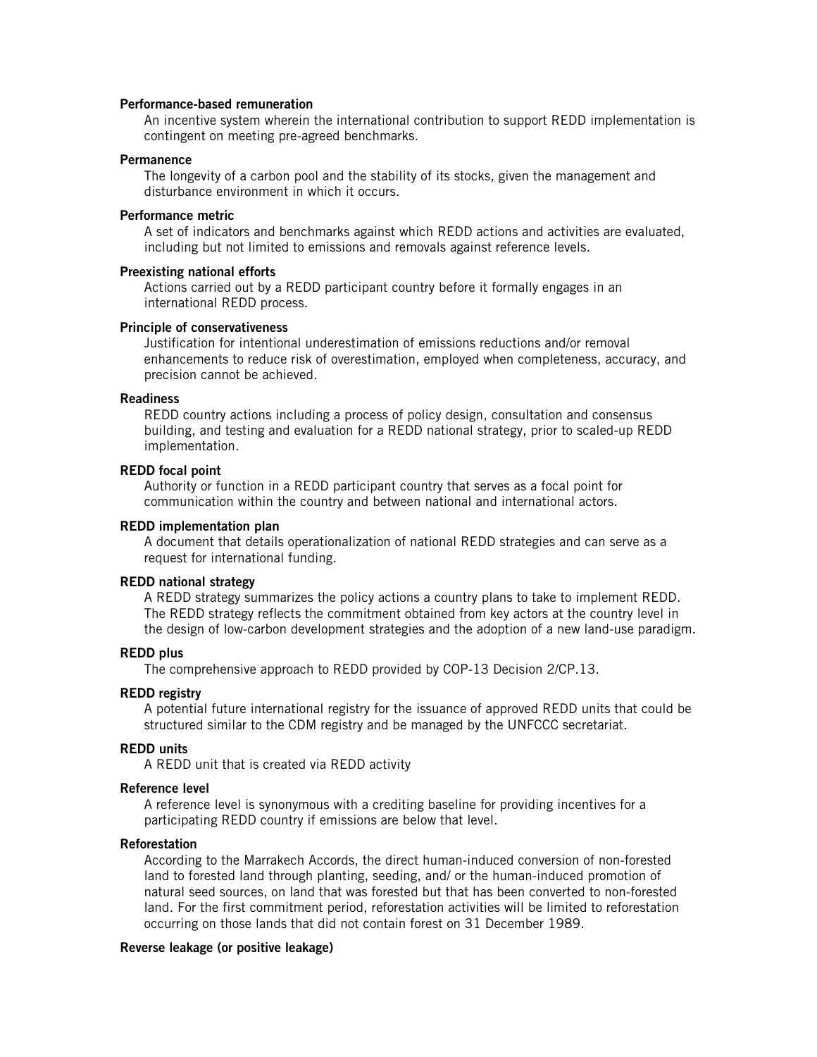**Performance-based remuneration**

An incentive system wherein the international contribution to support REDD implementation is contingent on meeting pre-agreed benchmarks.

**Permanence**

The longevity of a carbon pool and the stability of its stocks, given the management and disturbance environment in which it occurs.

**Performance metric**

A set of indicators and benchmarks against which REDD actions and activities are evaluated, including but not limited to emissions and removals against reference levels.

**Preexisting national efforts**

Actions carried out by a REDD participant country before it formally engages in an international REDD process.

**Principle of conservativeness**

Justification for intentional underestimation of emissions reductions and/or removal enhancements to reduce risk of overestimation, employed when completeness, accuracy, and precision cannot be achieved.

**Readiness**

REDD country actions including a process of policy design, consultation and consensus building, and testing and evaluation for a REDD national strategy, prior to scaled-up REDD implementation.

**REDD focal point**

Authority or function in a REDD participant country that serves as a focal point for communication within the country and between national and international actors.

**REDD implementation plan**

A document that details operationalization of national REDD strategies and can serve as a request for international funding.

**REDD national strategy**

A REDD strategy summarizes the policy actions a country plans to take to implement REDD. The REDD strategy reflects the commitment obtained from key actors at the country level in the design of low-carbon development strategies and the adoption of a new land-use paradigm.

**REDD plus**

The comprehensive approach to REDD provided by COP-13 Decision 2/CP.13.

**REDD registry**

A potential future international registry for the issuance of approved REDD units that could be structured similar to the CDM registry and be managed by the UNFCCC secretariat.

**REDD units**

A REDD unit that is created via REDD activity

**Reference level**

A reference level is synonymous with a crediting baseline for providing incentives for a participating REDD country if emissions are below that level.

**Reforestation**

According to the Marrakech Accords, the direct human-induced conversion of non-forested land to forested land through planting, seeding, and/ or the human-induced promotion of natural seed sources, on land that was forested but that has been converted to non-forested land. For the first commitment period, reforestation activities will be limited to reforestation occurring on those lands that did not contain forest on 31 December 1989.

**Reverse leakage (or positive leakage)**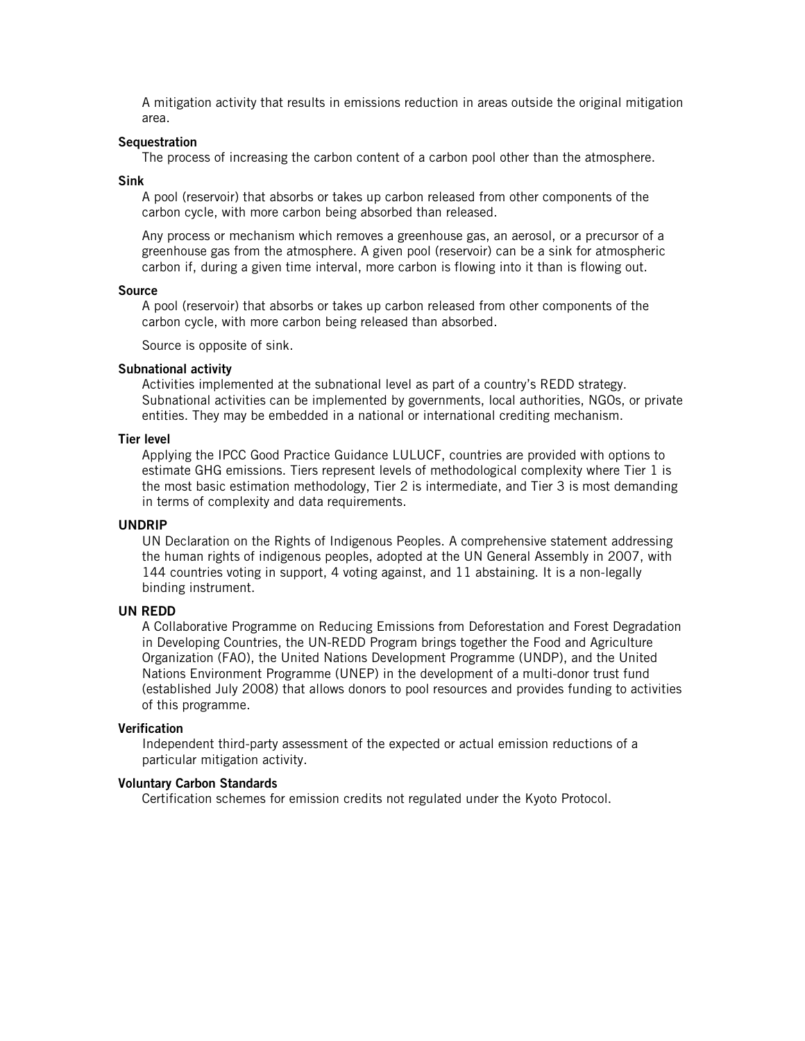A mitigation activity that results in emissions reduction in areas outside the original mitigation area.

**Sequestration**

The process of increasing the carbon content of a carbon pool other than the atmosphere.

**Sink**

A pool (reservoir) that absorbs or takes up carbon released from other components of the carbon cycle, with more carbon being absorbed than released.

Any process or mechanism which removes a greenhouse gas, an aerosol, or a precursor of a greenhouse gas from the atmosphere. A given pool (reservoir) can be a sink for atmospheric carbon if, during a given time interval, more carbon is flowing into it than is flowing out.

**Source**

A pool (reservoir) that absorbs or takes up carbon released from other components of the carbon cycle, with more carbon being released than absorbed.

Source is opposite of sink.

**Subnational activity**

Activities implemented at the subnational level as part of a country's REDD strategy. Subnational activities can be implemented by governments, local authorities, NGOs, or private entities. They may be embedded in a national or international crediting mechanism.

**Tier level**

Applying the IPCC Good Practice Guidance LULUCF, countries are provided with options to estimate GHG emissions. Tiers represent levels of methodological complexity where Tier 1 is the most basic estimation methodology, Tier 2 is intermediate, and Tier 3 is most demanding in terms of complexity and data requirements.

**UNDRIP**

UN Declaration on the Rights of Indigenous Peoples. A comprehensive statement addressing the human rights of indigenous peoples, adopted at the UN General Assembly in 2007, with 144 countries voting in support, 4 voting against, and 11 abstaining. It is a non-legally binding instrument.

**UN REDD**

A Collaborative Programme on Reducing Emissions from Deforestation and Forest Degradation in Developing Countries, the UN-REDD Program brings together the Food and Agriculture Organization (FAO), the United Nations Development Programme (UNDP), and the United Nations Environment Programme (UNEP) in the development of a multi-donor trust fund (established July 2008) that allows donors to pool resources and provides funding to activities of this programme.

**Verification**

Independent third-party assessment of the expected or actual emission reductions of a particular mitigation activity.

**Voluntary Carbon Standards**

Certification schemes for emission credits not regulated under the Kyoto Protocol.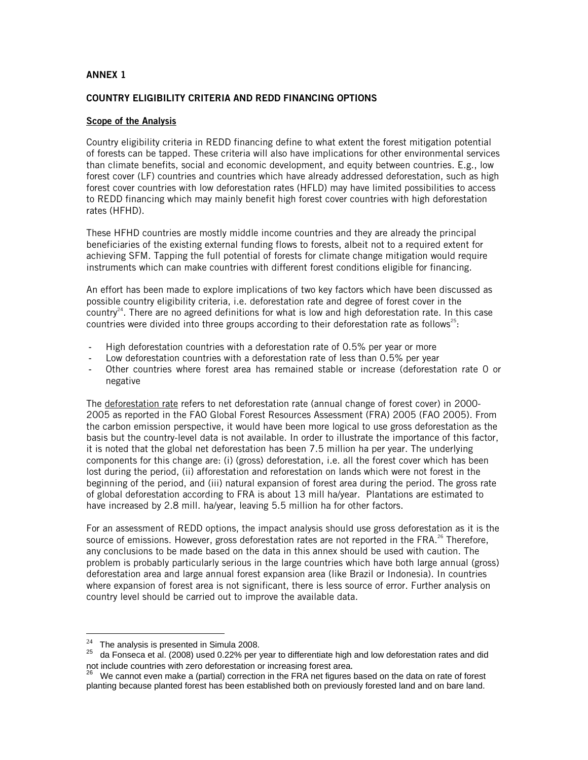## ANNEX 1

## COUNTRY ELIGIBILITY CRITERIA AND REDD FINANCING OPTIONS

### Scope of the Analysis

Country eligibility criteria in REDD financing define to what extent the forest mitigation potential of forests can be tapped. These criteria will also have implications for other environmental services than climate benefits, social and economic development, and equity between countries. E.g., low forest cover (LF) countries and countries which have already addressed deforestation, such as high forest cover countries with low deforestation rates (HFLD) may have limited possibilities to access to REDD financing which may mainly benefit high forest cover countries with high deforestation rates (HFHD).

These HFHD countries are mostly middle income countries and they are already the principal beneficiaries of the existing external funding flows to forests, albeit not to a required extent for achieving SFM. Tapping the full potential of forests for climate change mitigation would require instruments which can make countries with different forest conditions eligible for financing.

An effort has been made to explore implications of two key factors which have been discussed as possible country eligibility criteria, i.e. deforestation rate and degree of forest cover in the country[24]. There are no agreed definitions for what is low and high deforestation rate. In this case countries were divided into three groups according to their deforestation rate as follows[25]:

- High deforestation countries with a deforestation rate of 0.5% per year or more
- Low deforestation countries with a deforestation rate of less than 0.5% per year
- Other countries where forest area has remained stable or increase (deforestation rate 0 or negative

The deforestation rate refers to net deforestation rate (annual change of forest cover) in 2000-2005 as reported in the FAO Global Forest Resources Assessment (FRA) 2005 (FAO 2005). From the carbon emission perspective, it would have been more logical to use gross deforestation as the basis but the country-level data is not available. In order to illustrate the importance of this factor, it is noted that the global net deforestation has been 7.5 million ha per year. The underlying components for this change are: (i) (gross) deforestation, i.e. all the forest cover which has been lost during the period, (ii) afforestation and reforestation on lands which were not forest in the beginning of the period, and (iii) natural expansion of forest area during the period. The gross rate of global deforestation according to FRA is about 13 mill ha/year. Plantations are estimated to have increased by 2.8 mill. ha/year, leaving 5.5 million ha for other factors.

For an assessment of REDD options, the impact analysis should use gross deforestation as it is the source of emissions. However, gross deforestation rates are not reported in the FRA.[26] Therefore, any conclusions to be made based on the data in this annex should be used with caution. The problem is probably particularly serious in the large countries which have both large annual (gross) deforestation area and large annual forest expansion area (like Brazil or Indonesia). In countries where expansion of forest area is not significant, there is less source of error. Further analysis on country level should be carried out to improve the available data.

---

[24] The analysis is presented in Simula 2008.

[25] da Fonseca et al. (2008) used 0.22% per year to differentiate high and low deforestation rates and did not include countries with zero deforestation or increasing forest area.

[26] We cannot even make a (partial) correction in the FRA net figures based on the data on rate of forest planting because planted forest has been established both on previously forested land and on bare land.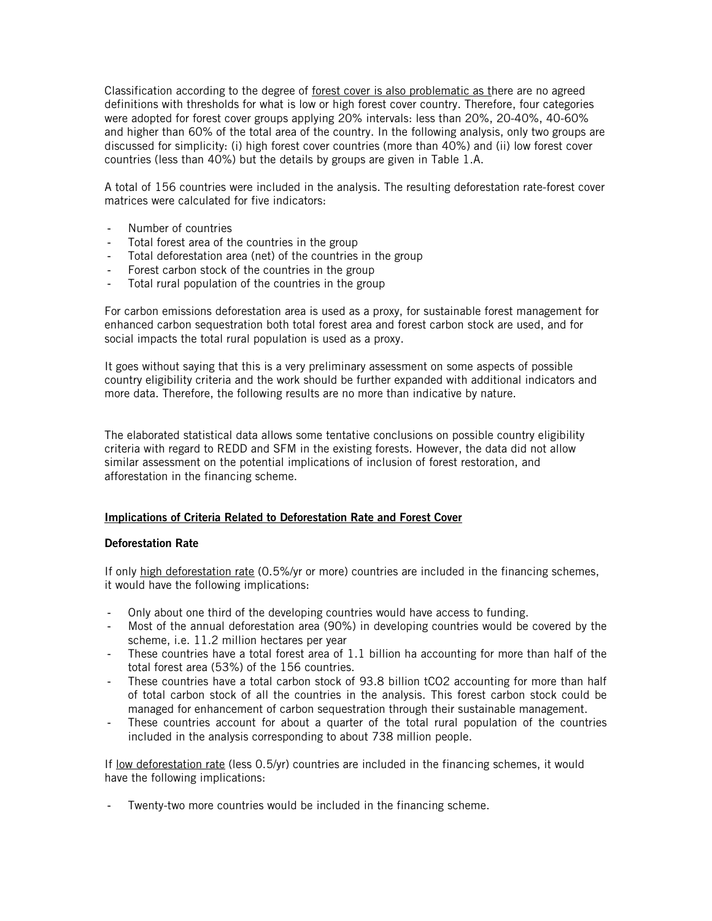Classification according to the degree of forest cover is also problematic as there are no agreed definitions with thresholds for what is low or high forest cover country. Therefore, four categories were adopted for forest cover groups applying 20% intervals: less than 20%, 20-40%, 40-60% and higher than 60% of the total area of the country. In the following analysis, only two groups are discussed for simplicity: (i) high forest cover countries (more than 40%) and (ii) low forest cover countries (less than 40%) but the details by groups are given in Table 1.A.

A total of 156 countries were included in the analysis. The resulting deforestation rate-forest cover matrices were calculated for five indicators:

- Number of countries
- Total forest area of the countries in the group
- Total deforestation area (net) of the countries in the group
- Forest carbon stock of the countries in the group
- Total rural population of the countries in the group

For carbon emissions deforestation area is used as a proxy, for sustainable forest management for enhanced carbon sequestration both total forest area and forest carbon stock are used, and for social impacts the total rural population is used as a proxy.

It goes without saying that this is a very preliminary assessment on some aspects of possible country eligibility criteria and the work should be further expanded with additional indicators and more data. Therefore, the following results are no more than indicative by nature.

The elaborated statistical data allows some tentative conclusions on possible country eligibility criteria with regard to REDD and SFM in the existing forests. However, the data did not allow similar assessment on the potential implications of inclusion of forest restoration, and afforestation in the financing scheme.

## Implications of Criteria Related to Deforestation Rate and Forest Cover

### Deforestation Rate

If only high deforestation rate (0.5%/yr or more) countries are included in the financing schemes, it would have the following implications:

- Only about one third of the developing countries would have access to funding.
- Most of the annual deforestation area (90%) in developing countries would be covered by the scheme, i.e. 11.2 million hectares per year
- These countries have a total forest area of 1.1 billion ha accounting for more than half of the total forest area (53%) of the 156 countries.
- These countries have a total carbon stock of 93.8 billion $tCO_2$ accounting for more than half of total carbon stock of all the countries in the analysis. This forest carbon stock could be managed for enhancement of carbon sequestration through their sustainable management.
- These countries account for about a quarter of the total rural population of the countries included in the analysis corresponding to about 738 million people.

If low deforestation rate (less 0.5/yr) countries are included in the financing schemes, it would have the following implications:

- Twenty-two more countries would be included in the financing scheme.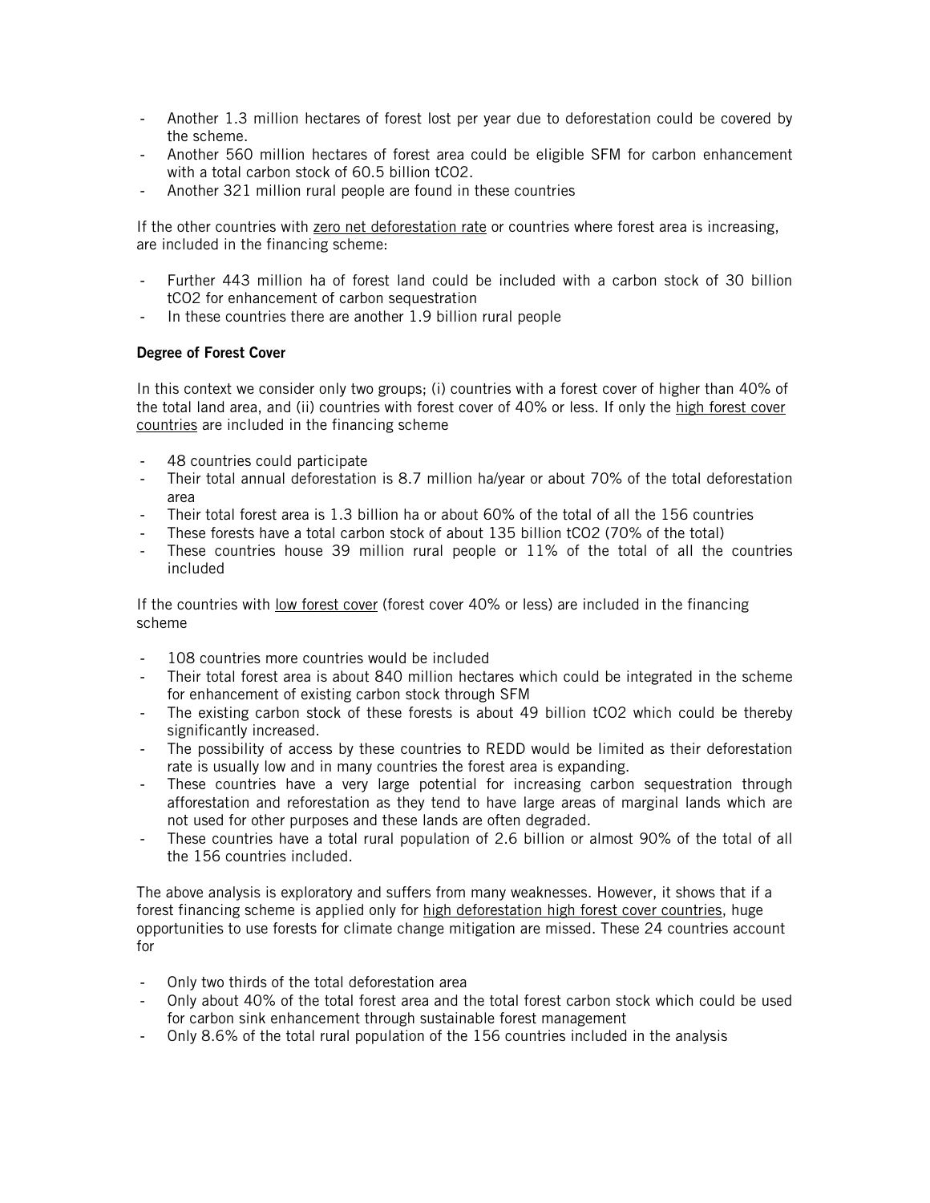- Another 1.3 million hectares of forest lost per year due to deforestation could be covered by the scheme.
- Another 560 million hectares of forest area could be eligible SFM for carbon enhancement with a total carbon stock of 60.5 billion tCO2.
- Another 321 million rural people are found in these countries

If the other countries with <u>zero net deforestation rate</u> or countries where forest area is increasing, are included in the financing scheme:

- Further 443 million ha of forest land could be included with a carbon stock of 30 billion tCO2 for enhancement of carbon sequestration
- In these countries there are another 1.9 billion rural people

**Degree of Forest Cover**

In this context we consider only two groups; (i) countries with a forest cover of higher than 40% of the total land area, and (ii) countries with forest cover of 40% or less. If only the <u>high forest cover countries</u> are included in the financing scheme

- 48 countries could participate
- Their total annual deforestation is 8.7 million ha/year or about 70% of the total deforestation area
- Their total forest area is 1.3 billion ha or about 60% of the total of all the 156 countries
- These forests have a total carbon stock of about 135 billion tCO2 (70% of the total)
- These countries house 39 million rural people or 11% of the total of all the countries included

If the countries with <u>low forest cover</u> (forest cover 40% or less) are included in the financing scheme

- 108 countries more countries would be included
- Their total forest area is about 840 million hectares which could be integrated in the scheme for enhancement of existing carbon stock through SFM
- The existing carbon stock of these forests is about 49 billion tCO2 which could be thereby significantly increased.
- The possibility of access by these countries to REDD would be limited as their deforestation rate is usually low and in many countries the forest area is expanding.
- These countries have a very large potential for increasing carbon sequestration through afforestation and reforestation as they tend to have large areas of marginal lands which are not used for other purposes and these lands are often degraded.
- These countries have a total rural population of 2.6 billion or almost 90% of the total of all the 156 countries included.

The above analysis is exploratory and suffers from many weaknesses. However, it shows that if a forest financing scheme is applied only for <u>high deforestation high forest cover countries</u>, huge opportunities to use forests for climate change mitigation are missed. These 24 countries account for

- Only two thirds of the total deforestation area
- Only about 40% of the total forest area and the total forest carbon stock which could be used for carbon sink enhancement through sustainable forest management
- Only 8.6% of the total rural population of the 156 countries included in the analysis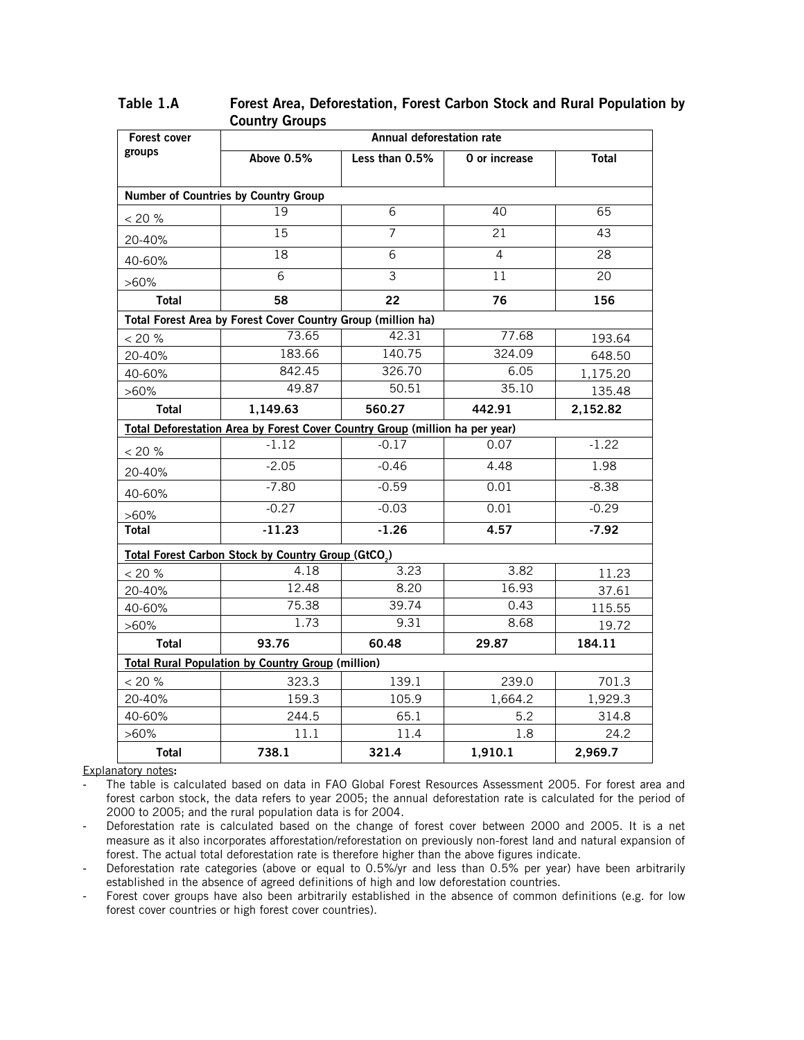**Table 1.A Forest Area, Deforestation, Forest Carbon Stock and Rural Population by Country Groups**

| Forest cover groups | Annual deforestation rate | | | |
|---|---|---|---|---|
| | Above 0.5% | Less than 0.5% | 0 or increase | Total |
| **Number of Countries by Country Group** | | | | |
| < 20 % | 19 | 6 | 40 | 65 |
| 20-40% | 15 | 7 | 21 | 43 |
| 40-60% | 18 | 6 | 4 | 28 |
| >60% | 6 | 3 | 11 | 20 |
| **Total** | **58** | **22** | **76** | **156** |
| **Total Forest Area by Forest Cover Country Group (million ha)** | | | | |
| < 20 % | 73.65 | 42.31 | 77.68 | 193.64 |
| 20-40% | 183.66 | 140.75 | 324.09 | 648.50 |
| 40-60% | 842.45 | 326.70 | 6.05 | 1,175.20 |
| >60% | 49.87 | 50.51 | 35.10 | 135.48 |
| **Total** | **1,149.63** | **560.27** | **442.91** | **2,152.82** |
| **Total Deforestation Area by Forest Cover Country Group (million ha per year)** | | | | |
| < 20 % | -1.12 | -0.17 | 0.07 | -1.22 |
| 20-40% | -2.05 | -0.46 | 4.48 | 1.98 |
| 40-60% | -7.80 | -0.59 | 0.01 | -8.38 |
| >60% | -0.27 | -0.03 | 0.01 | -0.29 |
| **Total** | **-11.23** | **-1.26** | **4.57** | **-7.92** |
| **Total Forest Carbon Stock by Country Group ($GtCO_2$)** | | | | |
| < 20 % | 4.18 | 3.23 | 3.82 | 11.23 |
| 20-40% | 12.48 | 8.20 | 16.93 | 37.61 |
| 40-60% | 75.38 | 39.74 | 0.43 | 115.55 |
| >60% | 1.73 | 9.31 | 8.68 | 19.72 |
| **Total** | **93.76** | **60.48** | **29.87** | **184.11** |
| **Total Rural Population by Country Group (million)** | | | | |
| < 20 % | 323.3 | 139.1 | 239.0 | 701.3 |
| 20-40% | 159.3 | 105.9 | 1,664.2 | 1,929.3 |
| 40-60% | 244.5 | 65.1 | 5.2 | 314.8 |
| >60% | 11.1 | 11.4 | 1.8 | 24.2 |
| **Total** | **738.1** | **321.4** | **1,910.1** | **2,969.7** |

Explanatory notes**:**

- The table is calculated based on data in FAO Global Forest Resources Assessment 2005. For forest area and forest carbon stock, the data refers to year 2005; the annual deforestation rate is calculated for the period of 2000 to 2005; and the rural population data is for 2004.
- Deforestation rate is calculated based on the change of forest cover between 2000 and 2005. It is a net measure as it also incorporates afforestation/reforestation on previously non-forest land and natural expansion of forest. The actual total deforestation rate is therefore higher than the above figures indicate.
- Deforestation rate categories (above or equal to 0.5%/yr and less than 0.5% per year) have been arbitrarily established in the absence of agreed definitions of high and low deforestation countries.
- Forest cover groups have also been arbitrarily established in the absence of common definitions (e.g. for low forest cover countries or high forest cover countries).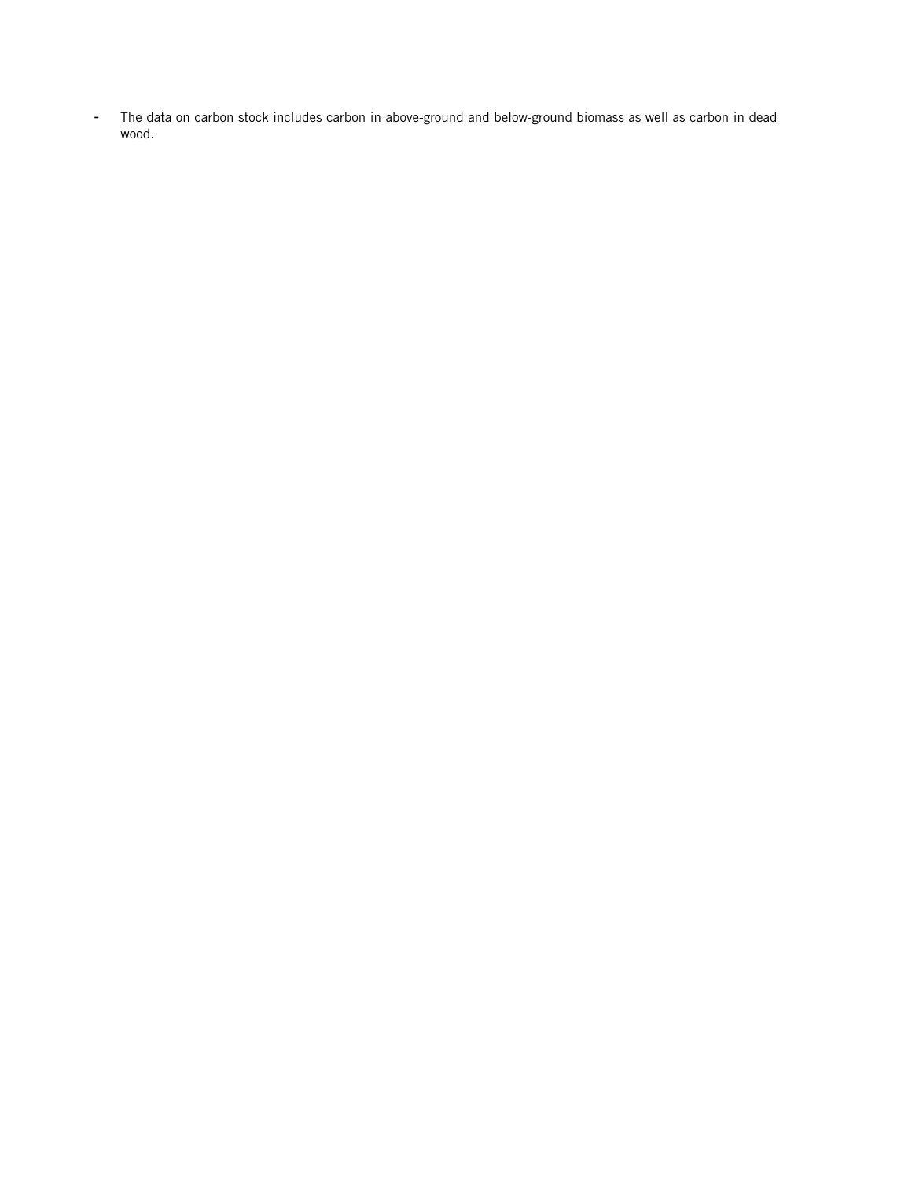- The data on carbon stock includes carbon in above-ground and below-ground biomass as well as carbon in dead wood.